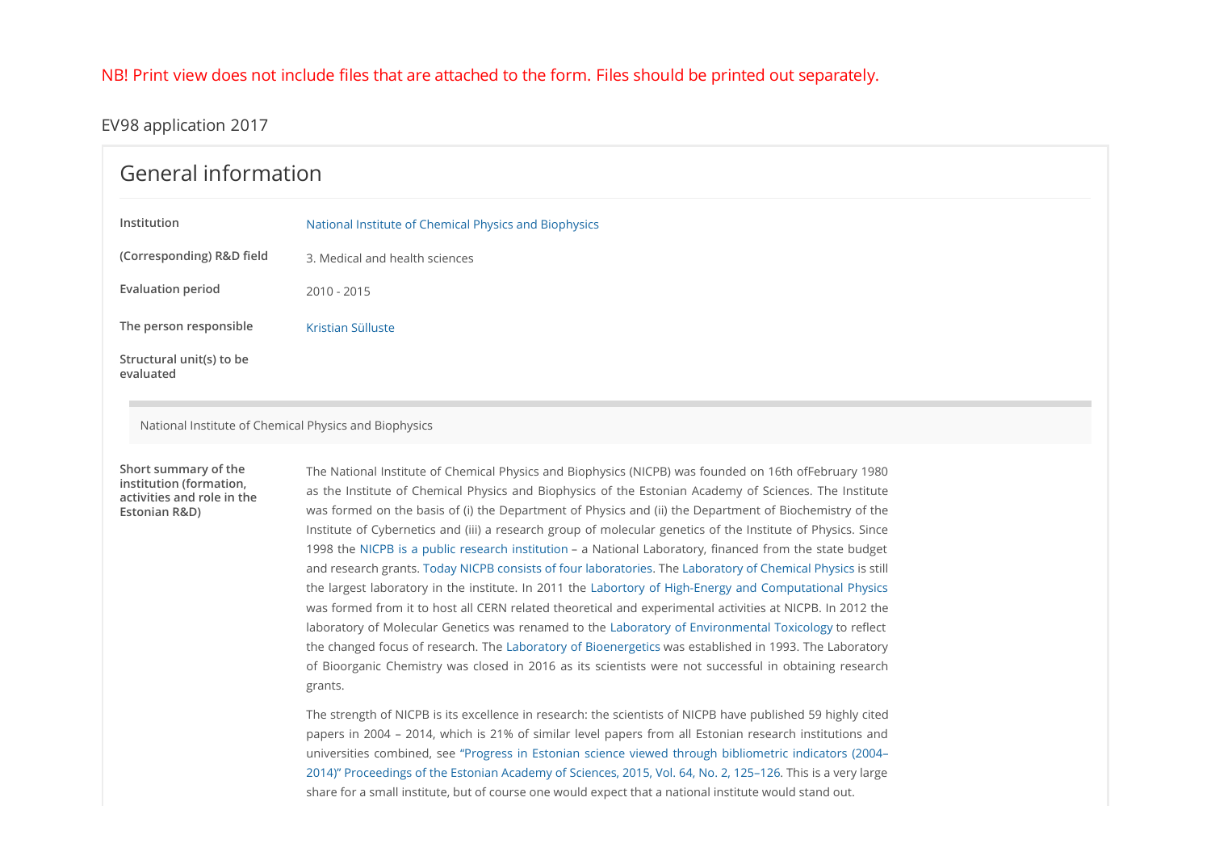NB! Print view does not include files that are attached to the form. Files should be printed out separately.

EV98 application 2017

## General information

**Institution**

National Institute of Chemical Physics and Biophysics

**(Corresponding) R&D field**

3. Medical and health sciences

**Evaluation period**

2010 - 2015

**The person responsible**

Kristian Sülluste

**Structural unit(s) to be evaluated**

National Institute of Chemical Physics and Biophysics

**Short summary of the institution (formation, activities and role in the Estonian R&D)**

The National Institute of Chemical Physics and Biophysics (NICPB) was founded on 16th ofFebruary 1980 as the Institute of Chemical Physics and Biophysics of the Estonian Academy of Sciences. The Institute was formed on the basis of (i) the Department of Physics and (ii) the Department of Biochemistry of the Institute of Cybernetics and (iii) a research group of molecular genetics of the Institute of Physics. Since 1998 the NICPB is a public research institution – a National Laboratory, financed from the state budget and research grants. Today NICPB consists of four laboratories. The Laboratory of Chemical Physics is still the largest laboratory in the institute. In 2011 the Labortory of High-Energy and Computational Physics was formed from it to host all CERN related theoretical and experimental activities at NICPB. In 2012 the laboratory of Molecular Genetics was renamed to the Laboratory of Environmental Toxicology to reflect the changed focus of research. The Laboratory of Bioenergetics was established in 1993. The Laboratory of Bioorganic Chemistry was closed in 2016 as its scientists were not successful in obtaining research grants.

The strength of NICPB is its excellence in research: the scientists of NICPB have published 59 highly cited papers in 2004 – 2014, which is 21% of similar level papers from all Estonian research institutions and universities combined, see "Progress in Estonian science viewed through bibliometric indicators (2004–2014)" Proceedings of the Estonian Academy of Sciences, 2015, Vol. 64, No. 2, 125–126. This is a very large share for a small institute, but of course one would expect that a national institute would stand out.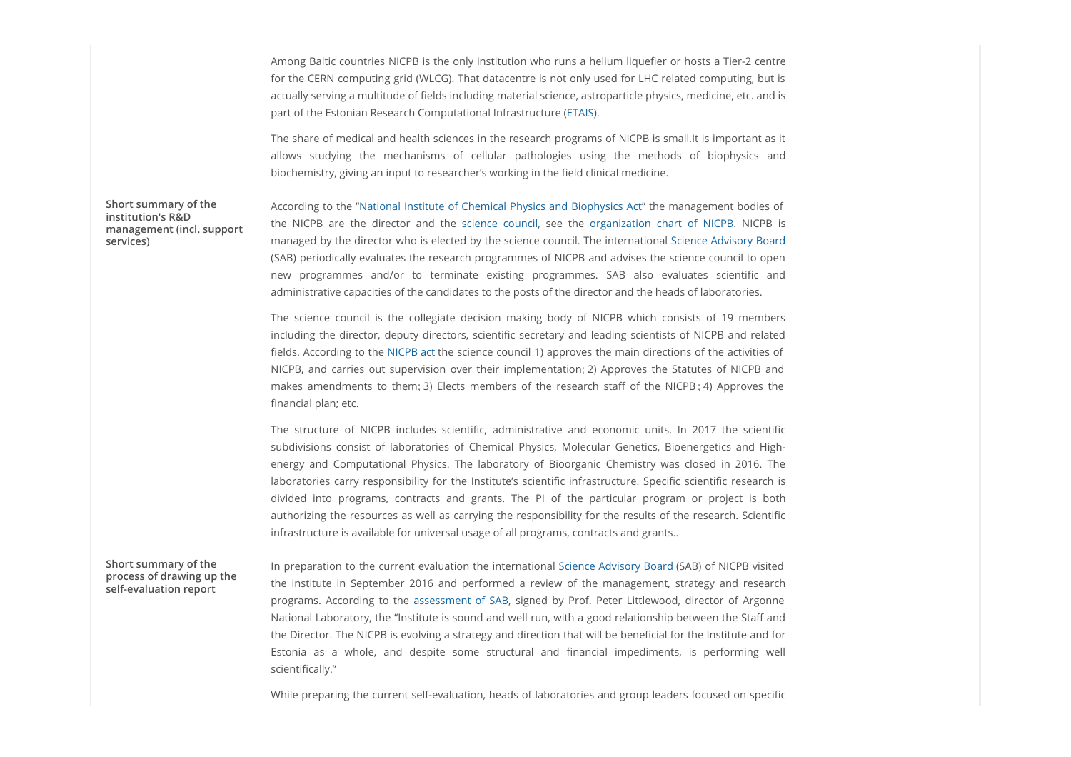Among Baltic countries NICPB is the only institution who runs a helium liquefier or hosts a Tier-2 centre for the CERN computing grid (WLCG). That datacentre is not only used for LHC related computing, but is actually serving a multitude of fields including material science, astroparticle physics, medicine, etc. and is part of the Estonian Research Computational Infrastructure (ETAIS).

The share of medical and health sciences in the research programs of NICPB is small.It is important as it allows studying the mechanisms of cellular pathologies using the methods of biophysics and biochemistry, giving an input to researcher's working in the field clinical medicine.

**Short summary of the institution's R&D management (incl. support services)**

According to the "National Institute of Chemical Physics and Biophysics Act" the management bodies of the NICPB are the director and the science council, see the organization chart of NICPB. NICPB is managed by the director who is elected by the science council. The international Science Advisory Board (SAB) periodically evaluates the research programmes of NICPB and advises the science council to open new programmes and/or to terminate existing programmes. SAB also evaluates scientific and administrative capacities of the candidates to the posts of the director and the heads of laboratories.

The science council is the collegiate decision making body of NICPB which consists of 19 members including the director, deputy directors, scientific secretary and leading scientists of NICPB and related fields. According to the NICPB act the science council 1) approves the main directions of the activities of NICPB, and carries out supervision over their implementation; 2) Approves the Statutes of NICPB and makes amendments to them; 3) Elects members of the research staff of the NICPB ; 4) Approves the financial plan; etc.

The structure of NICPB includes scientific, administrative and economic units. In 2017 the scientific subdivisions consist of laboratories of Chemical Physics, Molecular Genetics, Bioenergetics and High-energy and Computational Physics. The laboratory of Bioorganic Chemistry was closed in 2016. The laboratories carry responsibility for the Institute's scientific infrastructure. Specific scientific research is divided into programs, contracts and grants. The PI of the particular program or project is both authorizing the resources as well as carrying the responsibility for the results of the research. Scientific infrastructure is available for universal usage of all programs, contracts and grants..

**Short summary of the process of drawing up the self-evaluation report**

In preparation to the current evaluation the international Science Advisory Board (SAB) of NICPB visited the institute in September 2016 and performed a review of the management, strategy and research programs. According to the assessment of SAB, signed by Prof. Peter Littlewood, director of Argonne National Laboratory, the "Institute is sound and well run, with a good relationship between the Staff and the Director. The NICPB is evolving a strategy and direction that will be beneficial for the Institute and for Estonia as a whole, and despite some structural and financial impediments, is performing well scientifically."

While preparing the current self-evaluation, heads of laboratories and group leaders focused on specific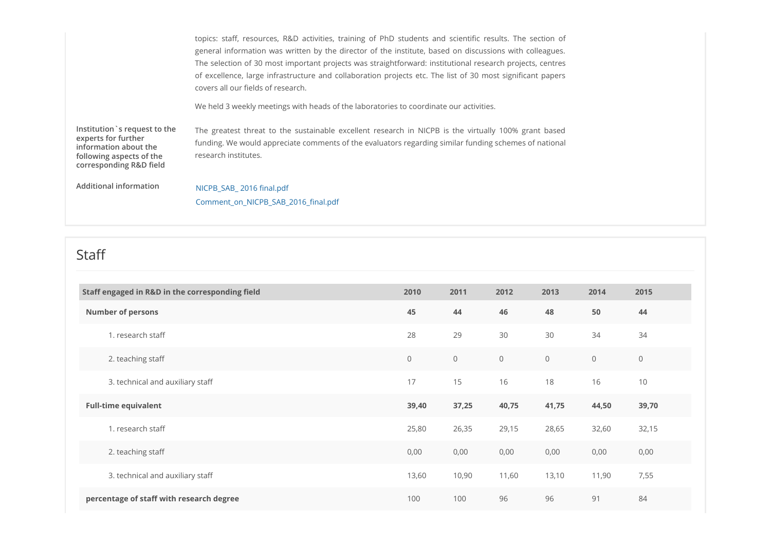topics: staff, resources, R&D activities, training of PhD students and scientific results. The section of general information was written by the director of the institute, based on discussions with colleagues. The selection of 30 most important projects was straightforward: institutional research projects, centres of excellence, large infrastructure and collaboration projects etc. The list of 30 most significant papers covers all our fields of research.

We held 3 weekly meetings with heads of the laboratories to coordinate our activities.

**Institution`s request to the experts for further information about the following aspects of the corresponding R&D field**

The greatest threat to the sustainable excellent research in NICPB is the virtually 100% grant based funding. We would appreciate comments of the evaluators regarding similar funding schemes of national research institutes.

**Additional information**

NICPB_SAB_ 2016 final.pdf

Comment_on_NICPB_SAB_2016_final.pdf

## Staff

| Staff engaged in R&D in the corresponding field | 2010 | 2011 | 2012 | 2013 | 2014 | 2015 |
|---|---|---|---|---|---|---|
| **Number of persons** | **45** | **44** | **46** | **48** | **50** | **44** |
| 1. research staff | 28 | 29 | 30 | 30 | 34 | 34 |
| 2. teaching staff | 0 | 0 | 0 | 0 | 0 | 0 |
| 3. technical and auxiliary staff | 17 | 15 | 16 | 18 | 16 | 10 |
| **Full-time equivalent** | **39,40** | **37,25** | **40,75** | **41,75** | **44,50** | **39,70** |
| 1. research staff | 25,80 | 26,35 | 29,15 | 28,65 | 32,60 | 32,15 |
| 2. teaching staff | 0,00 | 0,00 | 0,00 | 0,00 | 0,00 | 0,00 |
| 3. technical and auxiliary staff | 13,60 | 10,90 | 11,60 | 13,10 | 11,90 | 7,55 |
| **percentage of staff with research degree** | 100 | 100 | 96 | 96 | 91 | 84 |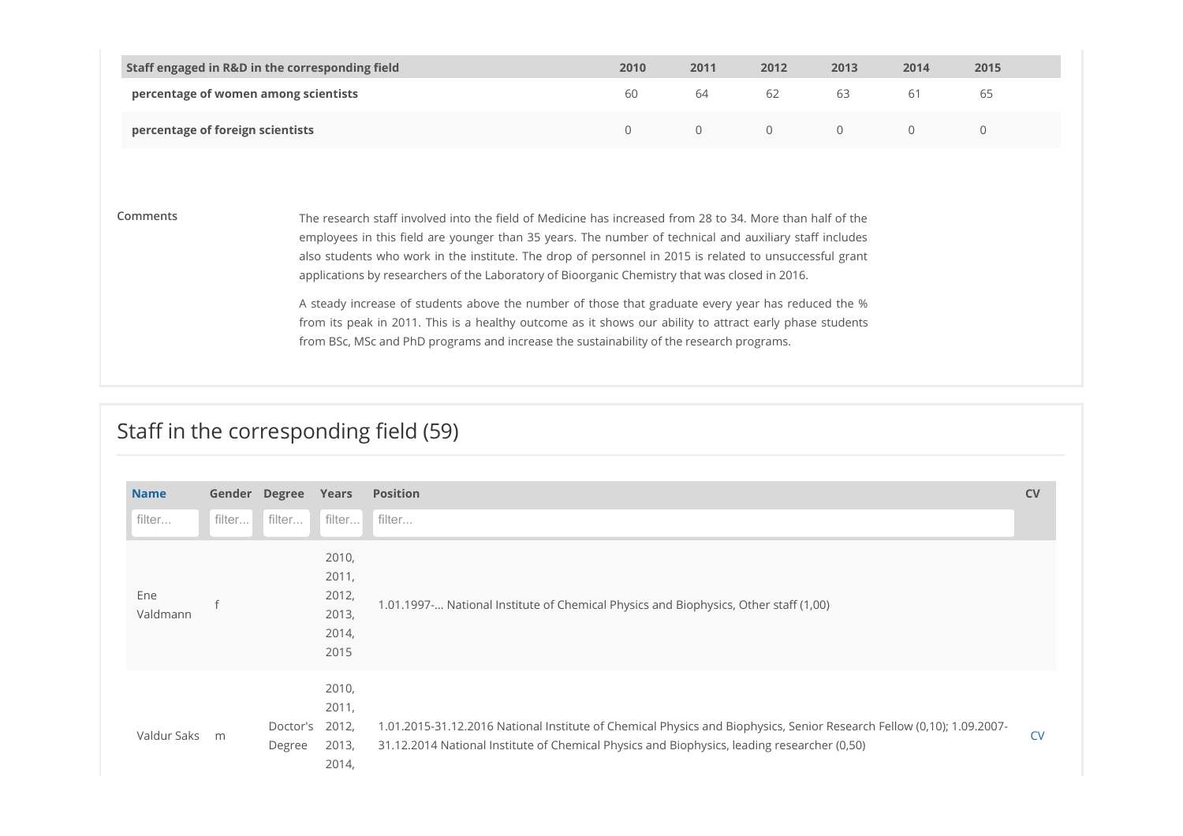| Staff engaged in R&D in the corresponding field | 2010 | 2011 | 2012 | 2013 | 2014 | 2015 |
|---|---|---|---|---|---|---|
| **percentage of women among scientists** | 60 | 64 | 62 | 63 | 61 | 65 |
| **percentage of foreign scientists** | 0 | 0 | 0 | 0 | 0 | 0 |

**Comments**

The research staff involved into the field of Medicine has increased from 28 to 34. More than half of the employees in this field are younger than 35 years. The number of technical and auxiliary staff includes also students who work in the institute. The drop of personnel in 2015 is related to unsuccessful grant applications by researchers of the Laboratory of Bioorganic Chemistry that was closed in 2016.

A steady increase of students above the number of those that graduate every year has reduced the % from its peak in 2011. This is a healthy outcome as it shows our ability to attract early phase students from BSc, MSc and PhD programs and increase the sustainability of the research programs.

## Staff in the corresponding field (59)

| Name | Gender | Degree | Years | Position | CV |
|---|---|---|---|---|---|
| Ene Valdmann | f | | 2010, 2011, 2012, 2013, 2014, 2015 | 1.01.1997-... National Institute of Chemical Physics and Biophysics, Other staff (1,00) | |
| Valdur Saks | m | Doctor's Degree | 2010, 2011, 2012, 2013, 2014, | 1.01.2015-31.12.2016 National Institute of Chemical Physics and Biophysics, Senior Research Fellow (0,10); 1.09.2007-31.12.2014 National Institute of Chemical Physics and Biophysics, leading researcher (0,50) | CV |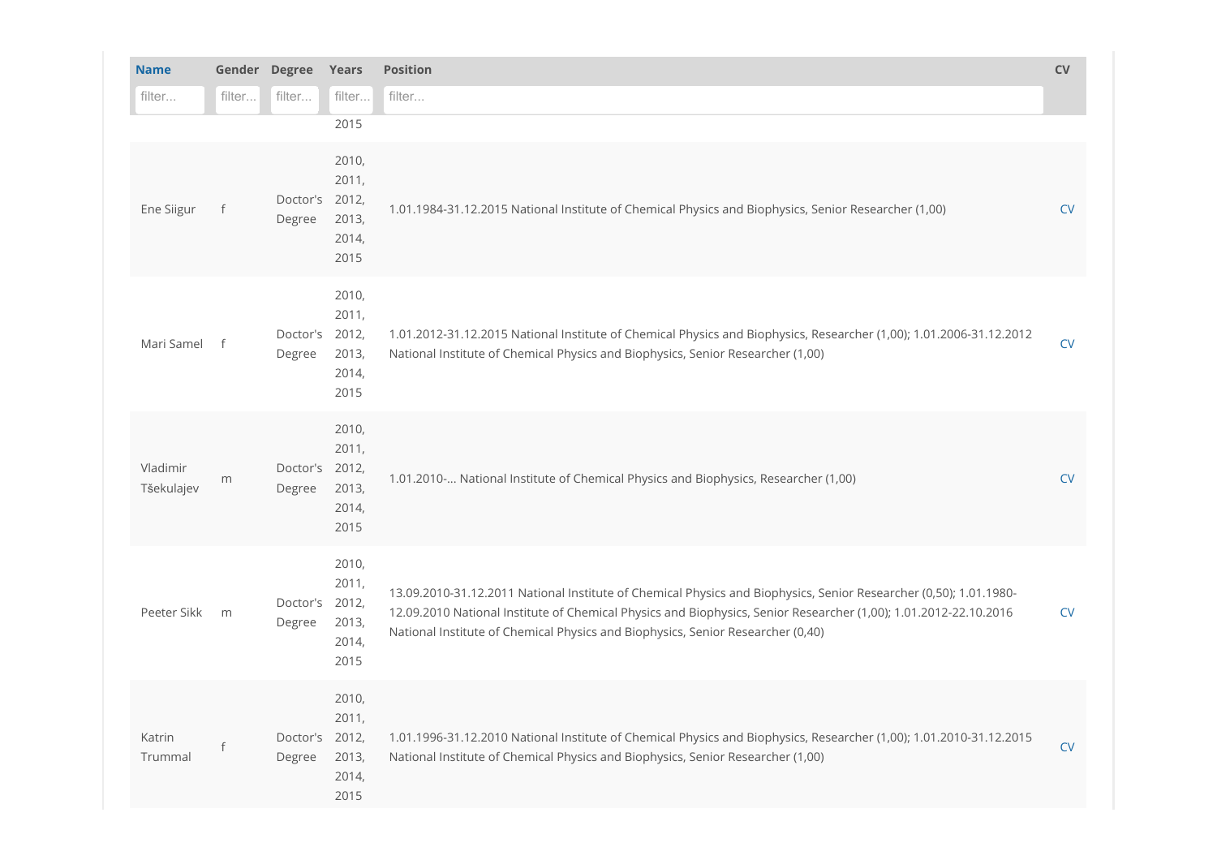| Name | Gender | Degree | Years | Position | CV |
|---|---|---|---|---|---|
| | | | 2015 | | |
| Ene Siigur | f | Doctor's Degree | 2010, 2011, 2012, 2013, 2014, 2015 | 1.01.1984-31.12.2015 National Institute of Chemical Physics and Biophysics, Senior Researcher (1,00) | CV |
| Mari Samel | f | Doctor's Degree | 2010, 2011, 2012, 2013, 2014, 2015 | 1.01.2012-31.12.2015 National Institute of Chemical Physics and Biophysics, Researcher (1,00); 1.01.2006-31.12.2012 National Institute of Chemical Physics and Biophysics, Senior Researcher (1,00) | CV |
| Vladimir Tšekulajev | m | Doctor's Degree | 2010, 2011, 2012, 2013, 2014, 2015 | 1.01.2010-... National Institute of Chemical Physics and Biophysics, Researcher (1,00) | CV |
| Peeter Sikk | m | Doctor's Degree | 2010, 2011, 2012, 2013, 2014, 2015 | 13.09.2010-31.12.2011 National Institute of Chemical Physics and Biophysics, Senior Researcher (0,50); 1.01.1980-12.09.2010 National Institute of Chemical Physics and Biophysics, Senior Researcher (1,00); 1.01.2012-22.10.2016 National Institute of Chemical Physics and Biophysics, Senior Researcher (0,40) | CV |
| Katrin Trummal | f | Doctor's Degree | 2010, 2011, 2012, 2013, 2014, 2015 | 1.01.1996-31.12.2010 National Institute of Chemical Physics and Biophysics, Researcher (1,00); 1.01.2010-31.12.2015 National Institute of Chemical Physics and Biophysics, Senior Researcher (1,00) | CV |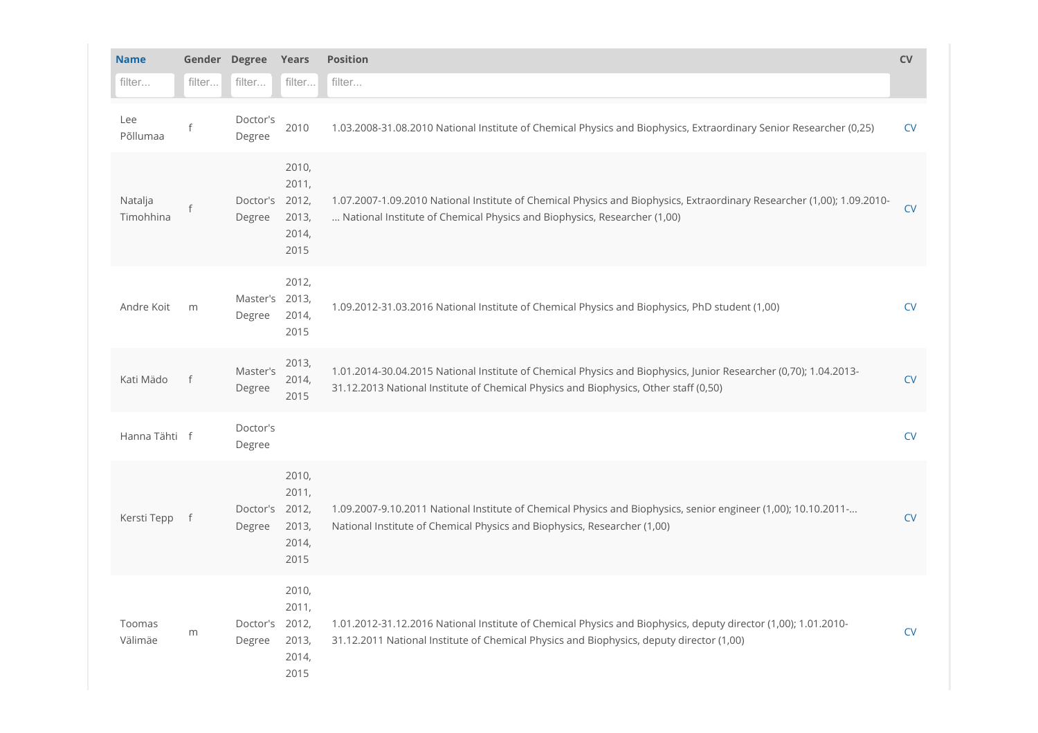| Name | Gender | Degree | Years | Position | CV |
|---|---|---|---|---|---|
| filter... | filter... | filter... | filter... | filter... | |
| Lee Põllumaa | f | Doctor's Degree | 2010 | 1.03.2008-31.08.2010 National Institute of Chemical Physics and Biophysics, Extraordinary Senior Researcher (0,25) | CV |
| Natalja Timohhina | f | Doctor's Degree | 2010, 2011, 2012, 2013, 2014, 2015 | 1.07.2007-1.09.2010 National Institute of Chemical Physics and Biophysics, Extraordinary Researcher (1,00); 1.09.2010-... National Institute of Chemical Physics and Biophysics, Researcher (1,00) | CV |
| Andre Koit | m | Master's Degree | 2012, 2013, 2014, 2015 | 1.09.2012-31.03.2016 National Institute of Chemical Physics and Biophysics, PhD student (1,00) | CV |
| Kati Mädo | f | Master's Degree | 2013, 2014, 2015 | 1.01.2014-30.04.2015 National Institute of Chemical Physics and Biophysics, Junior Researcher (0,70); 1.04.2013-31.12.2013 National Institute of Chemical Physics and Biophysics, Other staff (0,50) | CV |
| Hanna Tähti | f | Doctor's Degree | | | CV |
| Kersti Tepp | f | Doctor's Degree | 2010, 2011, 2012, 2013, 2014, 2015 | 1.09.2007-9.10.2011 National Institute of Chemical Physics and Biophysics, senior engineer (1,00); 10.10.2011-... National Institute of Chemical Physics and Biophysics, Researcher (1,00) | CV |
| Toomas Välimäe | m | Doctor's Degree | 2010, 2011, 2012, 2013, 2014, 2015 | 1.01.2012-31.12.2016 National Institute of Chemical Physics and Biophysics, deputy director (1,00); 1.01.2010-31.12.2011 National Institute of Chemical Physics and Biophysics, deputy director (1,00) | CV |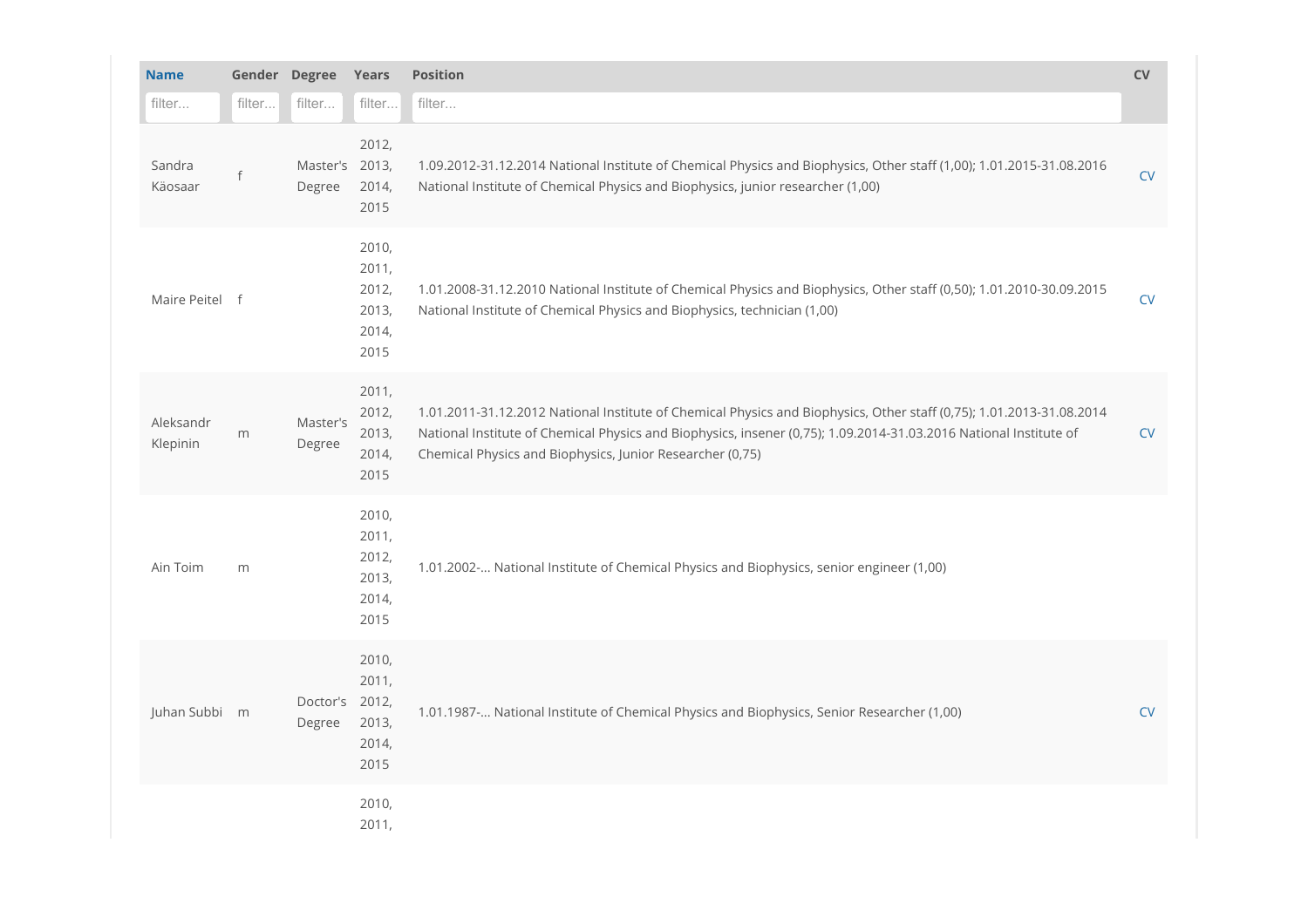| Name | Gender | Degree | Years | Position | CV |
|---|---|---|---|---|---|
| filter... | filter... | filter... | filter... | filter... | |
| Sandra Käosaar | f | Master's Degree | 2012, 2013, 2014, 2015 | 1.09.2012-31.12.2014 National Institute of Chemical Physics and Biophysics, Other staff (1,00); 1.01.2015-31.08.2016 National Institute of Chemical Physics and Biophysics, junior researcher (1,00) | CV |
| Maire Peitel | f | | 2010, 2011, 2012, 2013, 2014, 2015 | 1.01.2008-31.12.2010 National Institute of Chemical Physics and Biophysics, Other staff (0,50); 1.01.2010-30.09.2015 National Institute of Chemical Physics and Biophysics, technician (1,00) | CV |
| Aleksandr Klepinin | m | Master's Degree | 2011, 2012, 2013, 2014, 2015 | 1.01.2011-31.12.2012 National Institute of Chemical Physics and Biophysics, Other staff (0,75); 1.01.2013-31.08.2014 National Institute of Chemical Physics and Biophysics, insener (0,75); 1.09.2014-31.03.2016 National Institute of Chemical Physics and Biophysics, Junior Researcher (0,75) | CV |
| Ain Toim | m | | 2010, 2011, 2012, 2013, 2014, 2015 | 1.01.2002-... National Institute of Chemical Physics and Biophysics, senior engineer (1,00) | |
| Juhan Subbi | m | Doctor's Degree | 2010, 2011, 2012, 2013, 2014, 2015 | 1.01.1987-... National Institute of Chemical Physics and Biophysics, Senior Researcher (1,00) | CV |
| | | | 2010, 2011, | | |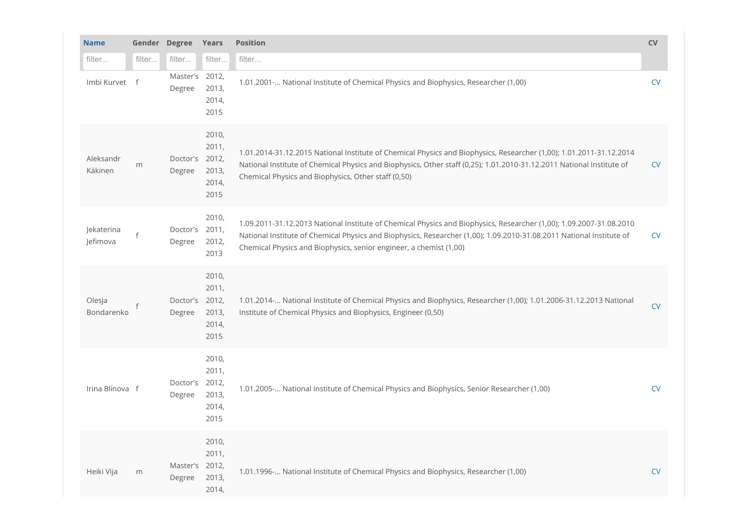| Name | Gender | Degree | Years | Position | CV |
|---|---|---|---|---|---|
| filter... | filter... | filter... | filter... | filter... | |
| Imbi Kurvet | f | Master's Degree | 2012, 2013, 2014, 2015 | 1.01.2001-... National Institute of Chemical Physics and Biophysics, Researcher (1,00) | CV |
| Aleksandr Käkinen | m | Doctor's Degree | 2010, 2011, 2012, 2013, 2014, 2015 | 1.01.2014-31.12.2015 National Institute of Chemical Physics and Biophysics, Researcher (1,00); 1.01.2011-31.12.2014 National Institute of Chemical Physics and Biophysics, Other staff (0,25); 1.01.2010-31.12.2011 National Institute of Chemical Physics and Biophysics, Other staff (0,50) | CV |
| Jekaterina Jefimova | f | Doctor's Degree | 2010, 2011, 2012, 2013 | 1.09.2011-31.12.2013 National Institute of Chemical Physics and Biophysics, Researcher (1,00); 1.09.2007-31.08.2010 National Institute of Chemical Physics and Biophysics, Researcher (1,00); 1.09.2010-31.08.2011 National Institute of Chemical Physics and Biophysics, senior engineer, a chemist (1,00) | CV |
| Olesja Bondarenko | f | Doctor's Degree | 2010, 2011, 2012, 2013, 2014, 2015 | 1.01.2014-... National Institute of Chemical Physics and Biophysics, Researcher (1,00); 1.01.2006-31.12.2013 National Institute of Chemical Physics and Biophysics, Engineer (0,50) | CV |
| Irina Blinova | f | Doctor's Degree | 2010, 2011, 2012, 2013, 2014, 2015 | 1.01.2005-... National Institute of Chemical Physics and Biophysics, Senior Researcher (1,00) | CV |
| Heiki Vija | m | Master's Degree | 2010, 2011, 2012, 2013, 2014, | 1.01.1996-... National Institute of Chemical Physics and Biophysics, Researcher (1,00) | CV |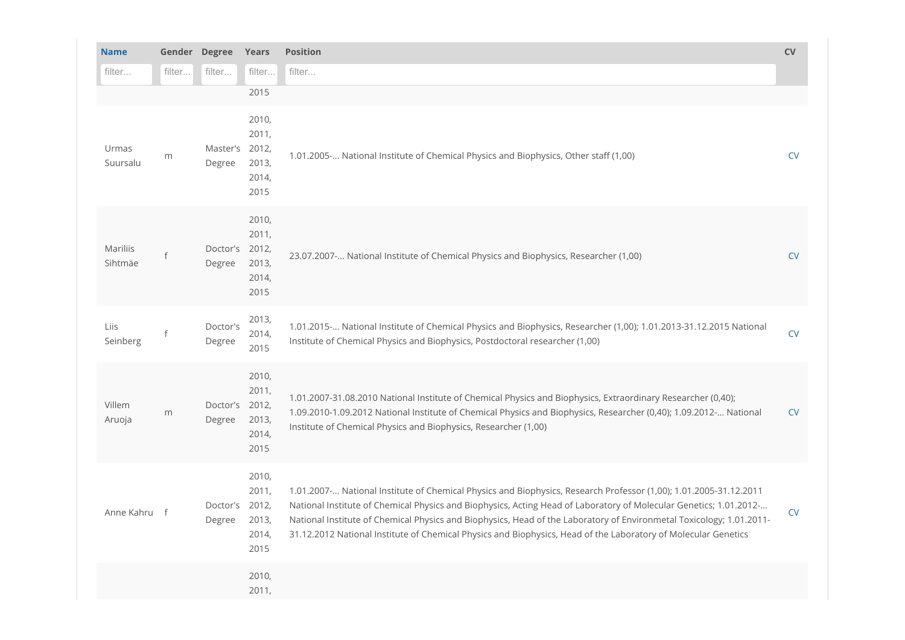| Name | Gender | Degree | Years | Position | CV |
|---|---|---|---|---|---|
| | | | 2015 | | |
| Urmas Suursalu | m | Master's Degree | 2010, 2011, 2012, 2013, 2014, 2015 | 1.01.2005-... National Institute of Chemical Physics and Biophysics, Other staff (1,00) | CV |
| Mariliis Sihtmäe | f | Doctor's Degree | 2010, 2011, 2012, 2013, 2014, 2015 | 23.07.2007-... National Institute of Chemical Physics and Biophysics, Researcher (1,00) | CV |
| Liis Seinberg | f | Doctor's Degree | 2013, 2014, 2015 | 1.01.2015-... National Institute of Chemical Physics and Biophysics, Researcher (1,00); 1.01.2013-31.12.2015 National Institute of Chemical Physics and Biophysics, Postdoctoral researcher (1,00) | CV |
| Villem Aruoja | m | Doctor's Degree | 2010, 2011, 2012, 2013, 2014, 2015 | 1.01.2007-31.08.2010 National Institute of Chemical Physics and Biophysics, Extraordinary Researcher (0,40); 1.09.2010-1.09.2012 National Institute of Chemical Physics and Biophysics, Researcher (0,40); 1.09.2012-... National Institute of Chemical Physics and Biophysics, Researcher (1,00) | CV |
| Anne Kahru | f | Doctor's Degree | 2010, 2011, 2012, 2013, 2014, 2015 | 1.01.2007-... National Institute of Chemical Physics and Biophysics, Research Professor (1,00); 1.01.2005-31.12.2011 National Institute of Chemical Physics and Biophysics, Acting Head of Laboratory of Molecular Genetics; 1.01.2012-... National Institute of Chemical Physics and Biophysics, Head of the Laboratory of Environmetal Toxicology; 1.01.2011-31.12.2012 National Institute of Chemical Physics and Biophysics, Head of the Laboratory of Molecular Genetics | CV |
| | | | 2010, 2011, | | |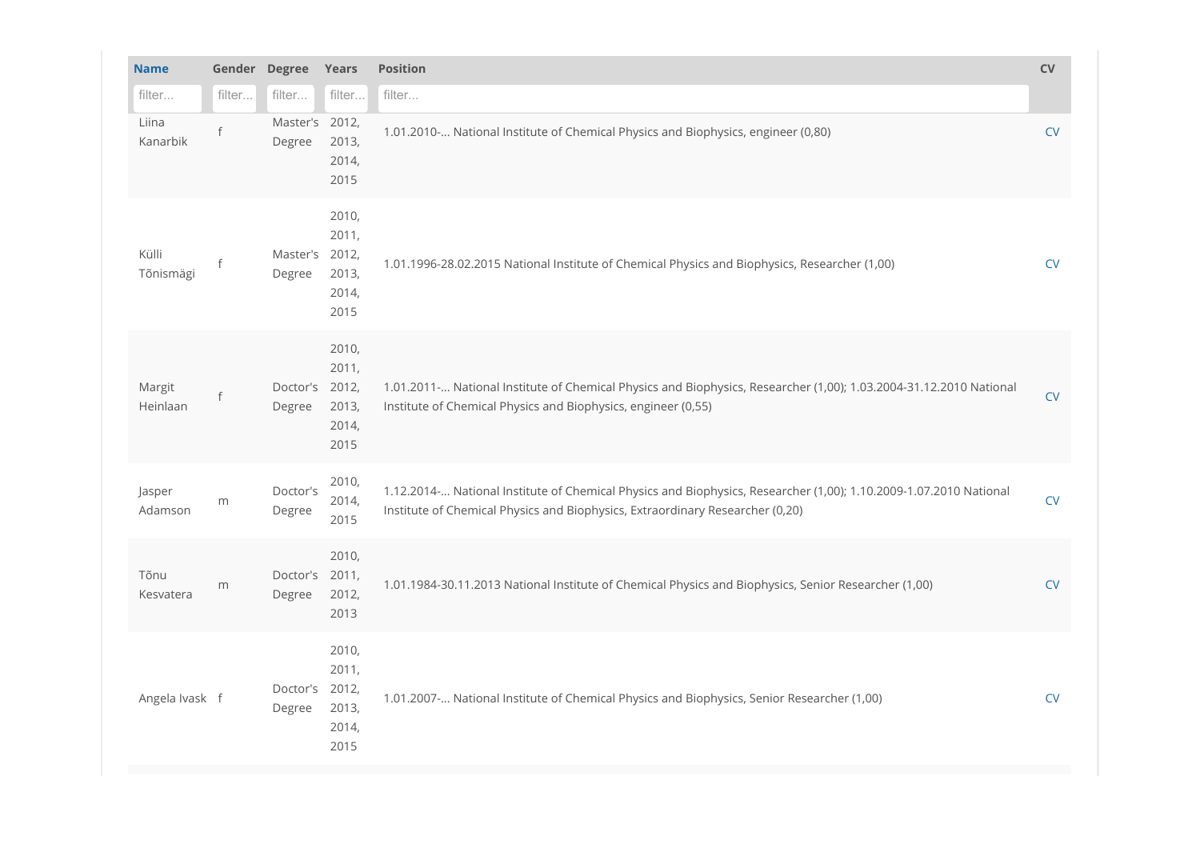| Name | Gender | Degree | Years | Position | CV |
|---|---|---|---|---|---|
| filter... | filter... | filter... | filter... | filter... | |
| Liina Kanarbik | f | Master's Degree | 2012, 2013, 2014, 2015 | 1.01.2010-... National Institute of Chemical Physics and Biophysics, engineer (0,80) | CV |
| Külli Tõnismägi | f | Master's Degree | 2010, 2011, 2012, 2013, 2014, 2015 | 1.01.1996-28.02.2015 National Institute of Chemical Physics and Biophysics, Researcher (1,00) | CV |
| Margit Heinlaan | f | Doctor's Degree | 2010, 2011, 2012, 2013, 2014, 2015 | 1.01.2011-... National Institute of Chemical Physics and Biophysics, Researcher (1,00); 1.03.2004-31.12.2010 National Institute of Chemical Physics and Biophysics, engineer (0,55) | CV |
| Jasper Adamson | m | Doctor's Degree | 2010, 2014, 2015 | 1.12.2014-... National Institute of Chemical Physics and Biophysics, Researcher (1,00); 1.10.2009-1.07.2010 National Institute of Chemical Physics and Biophysics, Extraordinary Researcher (0,20) | CV |
| Tõnu Kesvatera | m | Doctor's Degree | 2010, 2011, 2012, 2013 | 1.01.1984-30.11.2013 National Institute of Chemical Physics and Biophysics, Senior Researcher (1,00) | CV |
| Angela Ivask | f | Doctor's Degree | 2010, 2011, 2012, 2013, 2014, 2015 | 1.01.2007-... National Institute of Chemical Physics and Biophysics, Senior Researcher (1,00) | CV |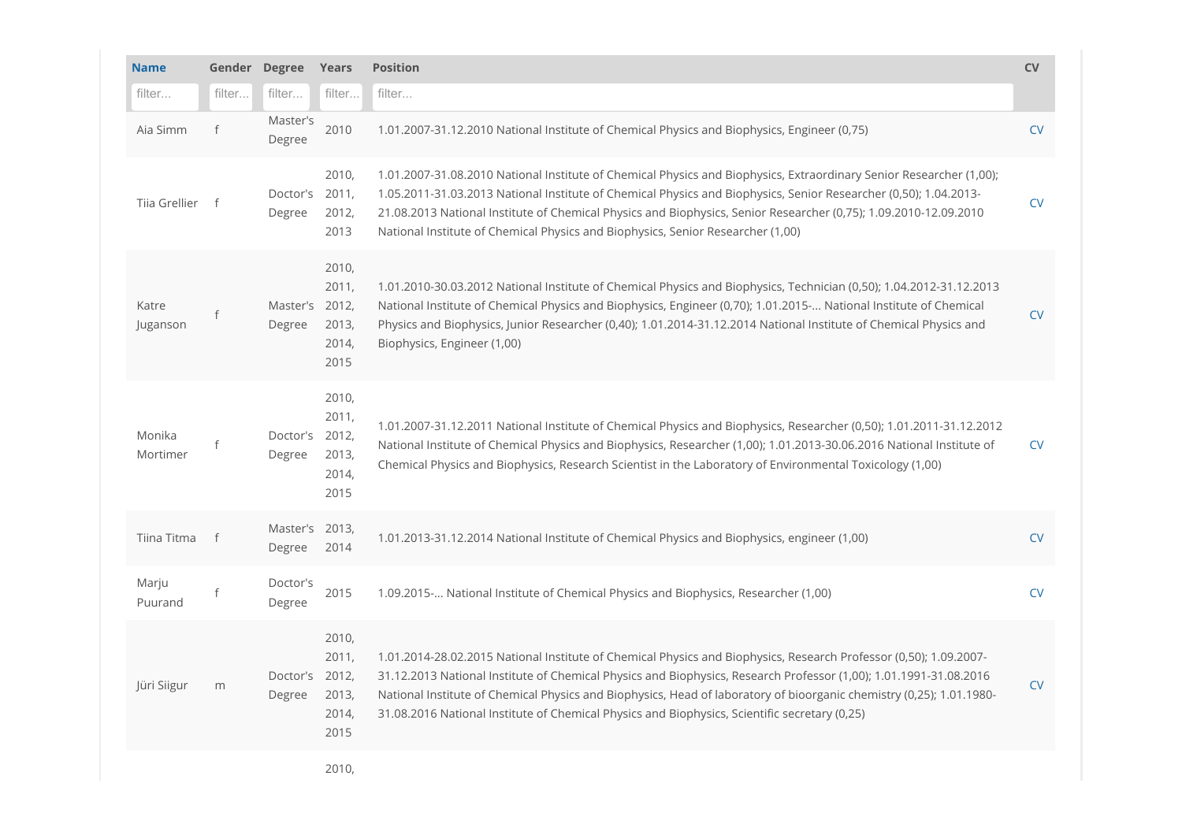| Name | Gender | Degree | Years | Position | CV |
|---|---|---|---|---|---|
| filter... | filter... | filter... | filter... | filter... | |
| Aia Simm | f | Master's Degree | 2010 | 1.01.2007-31.12.2010 National Institute of Chemical Physics and Biophysics, Engineer (0,75) | CV |
| Tiia Grellier | f | Doctor's Degree | 2010, 2011, 2012, 2013 | 1.01.2007-31.08.2010 National Institute of Chemical Physics and Biophysics, Extraordinary Senior Researcher (1,00); 1.05.2011-31.03.2013 National Institute of Chemical Physics and Biophysics, Senior Researcher (0,50); 1.04.2013-21.08.2013 National Institute of Chemical Physics and Biophysics, Senior Researcher (0,75); 1.09.2010-12.09.2010 National Institute of Chemical Physics and Biophysics, Senior Researcher (1,00) | CV |
| Katre Juganson | f | Master's Degree | 2010, 2011, 2012, 2013, 2014, 2015 | 1.01.2010-30.03.2012 National Institute of Chemical Physics and Biophysics, Technician (0,50); 1.04.2012-31.12.2013 National Institute of Chemical Physics and Biophysics, Engineer (0,70); 1.01.2015-... National Institute of Chemical Physics and Biophysics, Junior Researcher (0,40); 1.01.2014-31.12.2014 National Institute of Chemical Physics and Biophysics, Engineer (1,00) | CV |
| Monika Mortimer | f | Doctor's Degree | 2010, 2011, 2012, 2013, 2014, 2015 | 1.01.2007-31.12.2011 National Institute of Chemical Physics and Biophysics, Researcher (0,50); 1.01.2011-31.12.2012 National Institute of Chemical Physics and Biophysics, Researcher (1,00); 1.01.2013-30.06.2016 National Institute of Chemical Physics and Biophysics, Research Scientist in the Laboratory of Environmental Toxicology (1,00) | CV |
| Tiina Titma | f | Master's Degree | 2013, 2014 | 1.01.2013-31.12.2014 National Institute of Chemical Physics and Biophysics, engineer (1,00) | CV |
| Marju Puurand | f | Doctor's Degree | 2015 | 1.09.2015-... National Institute of Chemical Physics and Biophysics, Researcher (1,00) | CV |
| Jüri Siigur | m | Doctor's Degree | 2010, 2011, 2012, 2013, 2014, 2015 | 1.01.2014-28.02.2015 National Institute of Chemical Physics and Biophysics, Research Professor (0,50); 1.09.2007-31.12.2013 National Institute of Chemical Physics and Biophysics, Research Professor (1,00); 1.01.1991-31.08.2016 National Institute of Chemical Physics and Biophysics, Head of laboratory of bioorganic chemistry (0,25); 1.01.1980-31.08.2016 National Institute of Chemical Physics and Biophysics, Scientific secretary (0,25) | CV |
| | | | 2010, | | |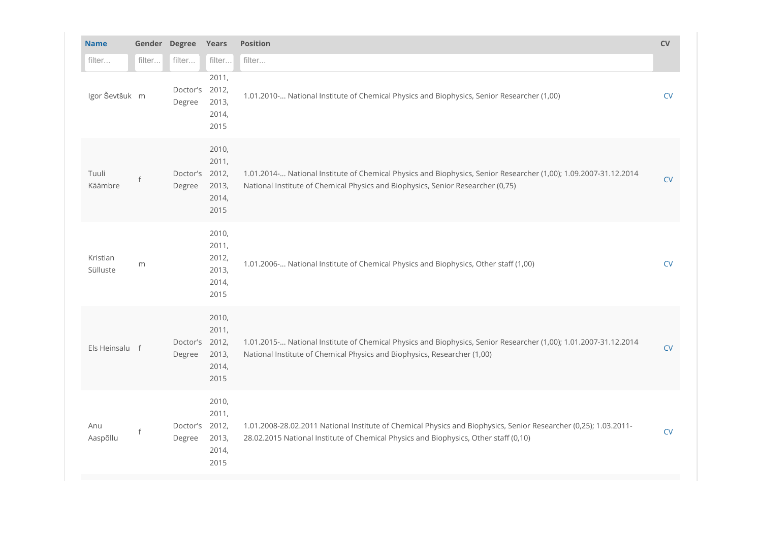| Name | Gender | Degree | Years | Position | CV |
|---|---|---|---|---|---|
| filter... | filter... | filter... | filter... | filter... | |
| Igor Ševtšuk | m | Doctor's Degree | 2011, 2012, 2013, 2014, 2015 | 1.01.2010-... National Institute of Chemical Physics and Biophysics, Senior Researcher (1,00) | CV |
| Tuuli Käämbre | f | Doctor's Degree | 2010, 2011, 2012, 2013, 2014, 2015 | 1.01.2014-... National Institute of Chemical Physics and Biophysics, Senior Researcher (1,00); 1.09.2007-31.12.2014 National Institute of Chemical Physics and Biophysics, Senior Researcher (0,75) | CV |
| Kristian Sülluste | m | | 2010, 2011, 2012, 2013, 2014, 2015 | 1.01.2006-... National Institute of Chemical Physics and Biophysics, Other staff (1,00) | CV |
| Els Heinsalu | f | Doctor's Degree | 2010, 2011, 2012, 2013, 2014, 2015 | 1.01.2015-... National Institute of Chemical Physics and Biophysics, Senior Researcher (1,00); 1.01.2007-31.12.2014 National Institute of Chemical Physics and Biophysics, Researcher (1,00) | CV |
| Anu Aaspõllu | f | Doctor's Degree | 2010, 2011, 2012, 2013, 2014, 2015 | 1.01.2008-28.02.2011 National Institute of Chemical Physics and Biophysics, Senior Researcher (0,25); 1.03.2011-28.02.2015 National Institute of Chemical Physics and Biophysics, Other staff (0,10) | CV |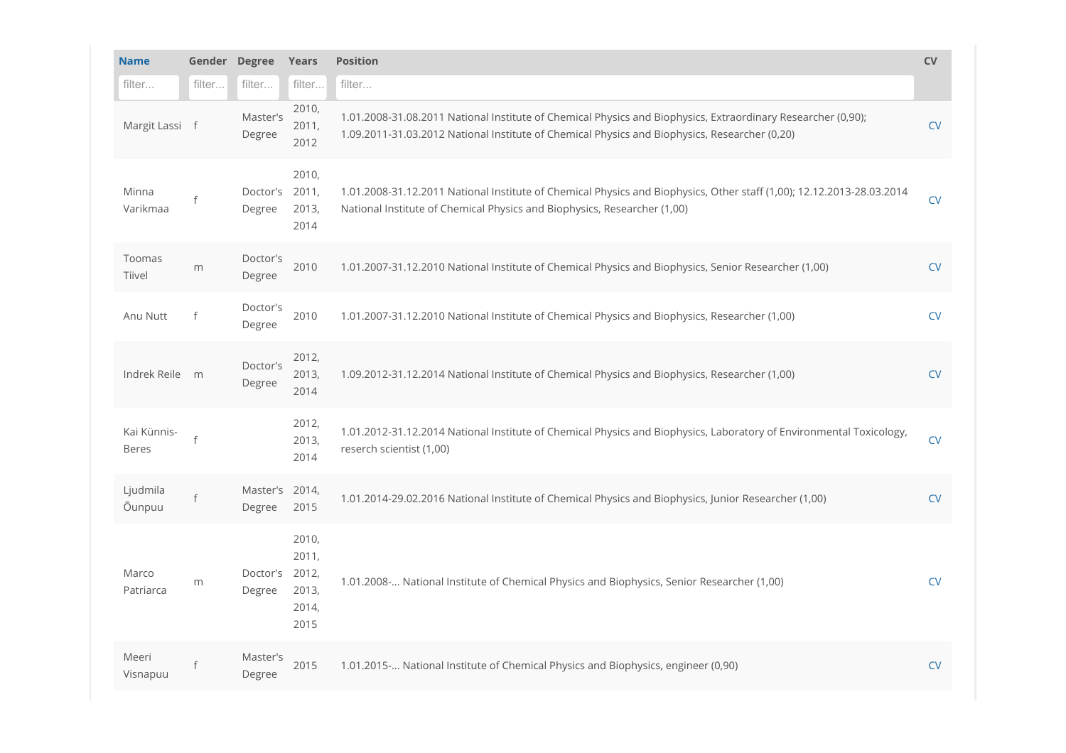| Name | Gender | Degree | Years | Position | CV |
|---|---|---|---|---|---|
| filter... | filter... | filter... | filter... | filter... | |
| Margit Lassi | f | Master's Degree | 2010, 2011, 2012 | 1.01.2008-31.08.2011 National Institute of Chemical Physics and Biophysics, Extraordinary Researcher (0,90); 1.09.2011-31.03.2012 National Institute of Chemical Physics and Biophysics, Researcher (0,20) | CV |
| Minna Varikmaa | f | Doctor's Degree | 2010, 2011, 2013, 2014 | 1.01.2008-31.12.2011 National Institute of Chemical Physics and Biophysics, Other staff (1,00); 12.12.2013-28.03.2014 National Institute of Chemical Physics and Biophysics, Researcher (1,00) | CV |
| Toomas Tiivel | m | Doctor's Degree | 2010 | 1.01.2007-31.12.2010 National Institute of Chemical Physics and Biophysics, Senior Researcher (1,00) | CV |
| Anu Nutt | f | Doctor's Degree | 2010 | 1.01.2007-31.12.2010 National Institute of Chemical Physics and Biophysics, Researcher (1,00) | CV |
| Indrek Reile | m | Doctor's Degree | 2012, 2013, 2014 | 1.09.2012-31.12.2014 National Institute of Chemical Physics and Biophysics, Researcher (1,00) | CV |
| Kai Künnis-Beres | f | | 2012, 2013, 2014 | 1.01.2012-31.12.2014 National Institute of Chemical Physics and Biophysics, Laboratory of Environmental Toxicology, reserch scientist (1,00) | CV |
| Ljudmila Õunpuu | f | Master's Degree | 2014, 2015 | 1.01.2014-29.02.2016 National Institute of Chemical Physics and Biophysics, Junior Researcher (1,00) | CV |
| Marco Patriarca | m | Doctor's Degree | 2010, 2011, 2012, 2013, 2014, 2015 | 1.01.2008-... National Institute of Chemical Physics and Biophysics, Senior Researcher (1,00) | CV |
| Meeri Visnapuu | f | Master's Degree | 2015 | 1.01.2015-... National Institute of Chemical Physics and Biophysics, engineer (0,90) | CV |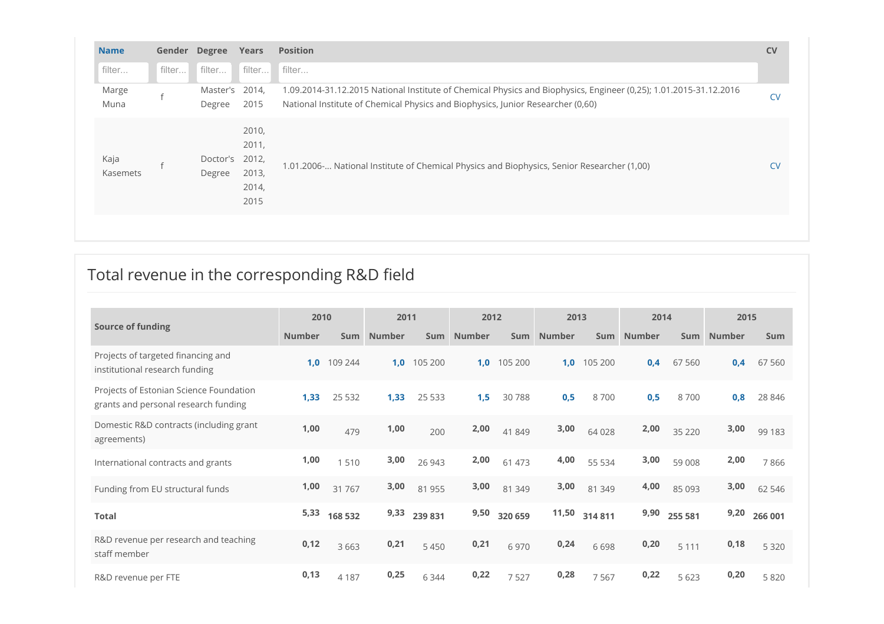| Name | Gender | Degree | Years | Position | CV |
|---|---|---|---|---|---|
| Marge Muna | f | Master's Degree | 2014, 2015 | 1.09.2014-31.12.2015 National Institute of Chemical Physics and Biophysics, Engineer (0,25); 1.01.2015-31.12.2016 National Institute of Chemical Physics and Biophysics, Junior Researcher (0,60) | CV |
| Kaja Kasemets | f | Doctor's Degree | 2010, 2011, 2012, 2013, 2014, 2015 | 1.01.2006-... National Institute of Chemical Physics and Biophysics, Senior Researcher (1,00) | CV |

## Total revenue in the corresponding R&D field

| Source of funding | 2010 | | 2011 | | 2012 | | 2013 | | 2014 | | 2015 | |
|---|---|---|---|---|---|---|---|---|---|---|---|---|
| | Number | Sum | Number | Sum | Number | Sum | Number | Sum | Number | Sum | Number | Sum |
| Projects of targeted financing and institutional research funding | 1,0 | 109 244 | 1,0 | 105 200 | 1,0 | 105 200 | 1,0 | 105 200 | 0,4 | 67 560 | 0,4 | 67 560 |
| Projects of Estonian Science Foundation grants and personal research funding | 1,33 | 25 532 | 1,33 | 25 533 | 1,5 | 30 788 | 0,5 | 8 700 | 0,5 | 8 700 | 0,8 | 28 846 |
| Domestic R&D contracts (including grant agreements) | 1,00 | 479 | 1,00 | 200 | 2,00 | 41 849 | 3,00 | 64 028 | 2,00 | 35 220 | 3,00 | 99 183 |
| International contracts and grants | 1,00 | 1 510 | 3,00 | 26 943 | 2,00 | 61 473 | 4,00 | 55 534 | 3,00 | 59 008 | 2,00 | 7 866 |
| Funding from EU structural funds | 1,00 | 31 767 | 3,00 | 81 955 | 3,00 | 81 349 | 3,00 | 81 349 | 4,00 | 85 093 | 3,00 | 62 546 |
| **Total** | 5,33 | **168 532** | 9,33 | **239 831** | 9,50 | **320 659** | 11,50 | **314 811** | 9,90 | **255 581** | 9,20 | **266 001** |
| R&D revenue per research and teaching staff member | 0,12 | 3 663 | 0,21 | 5 450 | 0,21 | 6 970 | 0,24 | 6 698 | 0,20 | 5 111 | 0,18 | 5 320 |
| R&D revenue per FTE | 0,13 | 4 187 | 0,25 | 6 344 | 0,22 | 7 527 | 0,28 | 7 567 | 0,22 | 5 623 | 0,20 | 5 820 |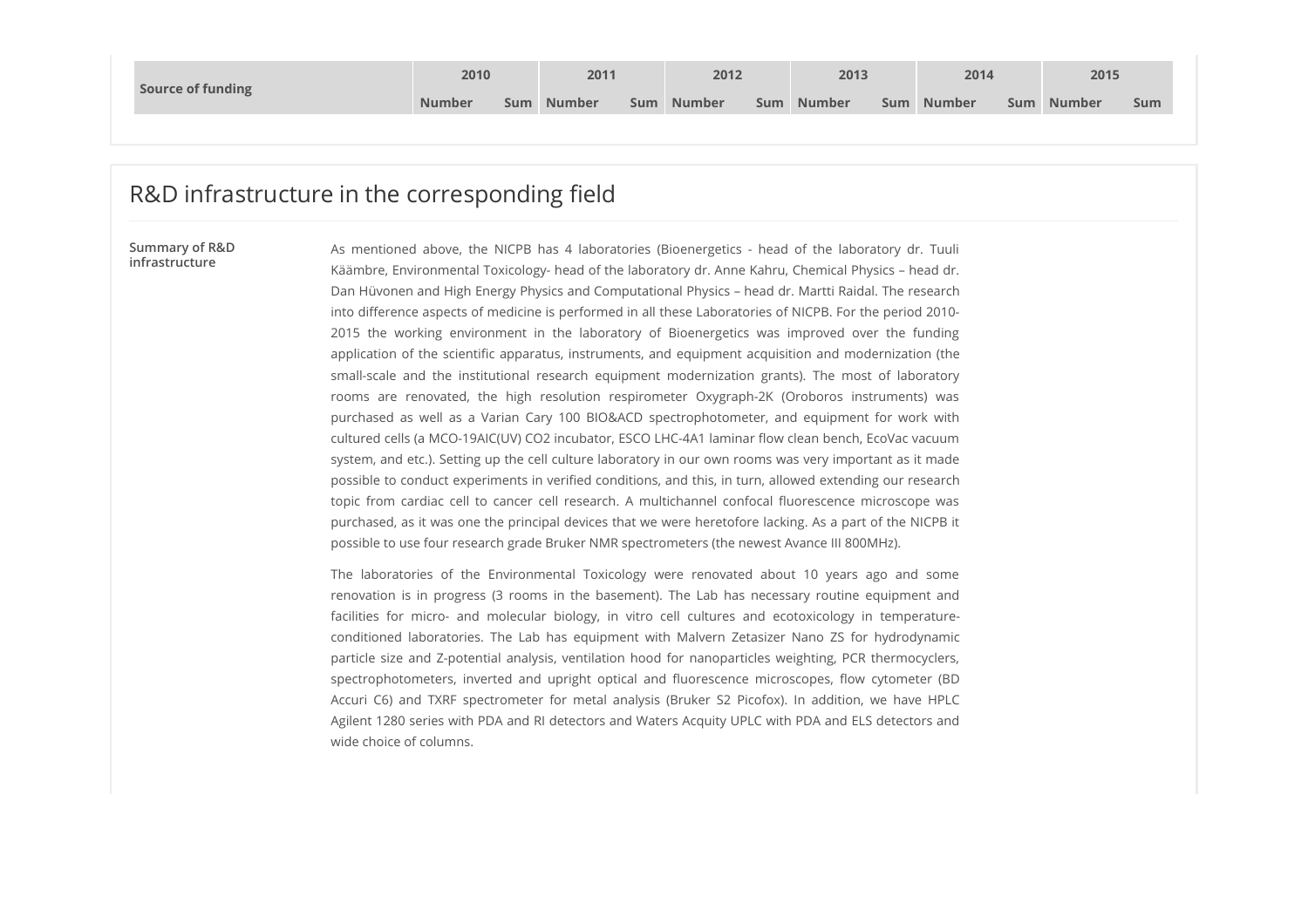| Source of funding | 2010 | | 2011 | | 2012 | | 2013 | | 2014 | | 2015 | |
|---|---|---|---|---|---|---|---|---|---|---|---|---|
| | Number | Sum | Number | Sum | Number | Sum | Number | Sum | Number | Sum | Number | Sum |

## R&D infrastructure in the corresponding field

**Summary of R&D infrastructure**

As mentioned above, the NICPB has 4 laboratories (Bioenergetics - head of the laboratory dr. Tuuli Käämbre, Environmental Toxicology- head of the laboratory dr. Anne Kahru, Chemical Physics – head dr. Dan Hüvonen and High Energy Physics and Computational Physics – head dr. Martti Raidal. The research into difference aspects of medicine is performed in all these Laboratories of NICPB. For the period 2010-2015 the working environment in the laboratory of Bioenergetics was improved over the funding application of the scientific apparatus, instruments, and equipment acquisition and modernization (the small-scale and the institutional research equipment modernization grants). The most of laboratory rooms are renovated, the high resolution respirometer Oxygraph-2K (Oroboros instruments) was purchased as well as a Varian Cary 100 BIO&ACD spectrophotometer, and equipment for work with cultured cells (a MCO-19AIC(UV) $CO_2$ incubator, ESCO LHC-4A1 laminar flow clean bench, EcoVac vacuum system, and etc.). Setting up the cell culture laboratory in our own rooms was very important as it made possible to conduct experiments in verified conditions, and this, in turn, allowed extending our research topic from cardiac cell to cancer cell research. A multichannel confocal fluorescence microscope was purchased, as it was one the principal devices that we were heretofore lacking. As a part of the NICPB it possible to use four research grade Bruker NMR spectrometers (the newest Avance III 800MHz).

The laboratories of the Environmental Toxicology were renovated about 10 years ago and some renovation is in progress (3 rooms in the basement). The Lab has necessary routine equipment and facilities for micro- and molecular biology, in vitro cell cultures and ecotoxicology in temperature-conditioned laboratories. The Lab has equipment with Malvern Zetasizer Nano ZS for hydrodynamic particle size and Z-potential analysis, ventilation hood for nanoparticles weighting, PCR thermocyclers, spectrophotometers, inverted and upright optical and fluorescence microscopes, flow cytometer (BD Accuri C6) and TXRF spectrometer for metal analysis (Bruker S2 Picofox). In addition, we have HPLC Agilent 1280 series with PDA and RI detectors and Waters Acquity UPLC with PDA and ELS detectors and wide choice of columns.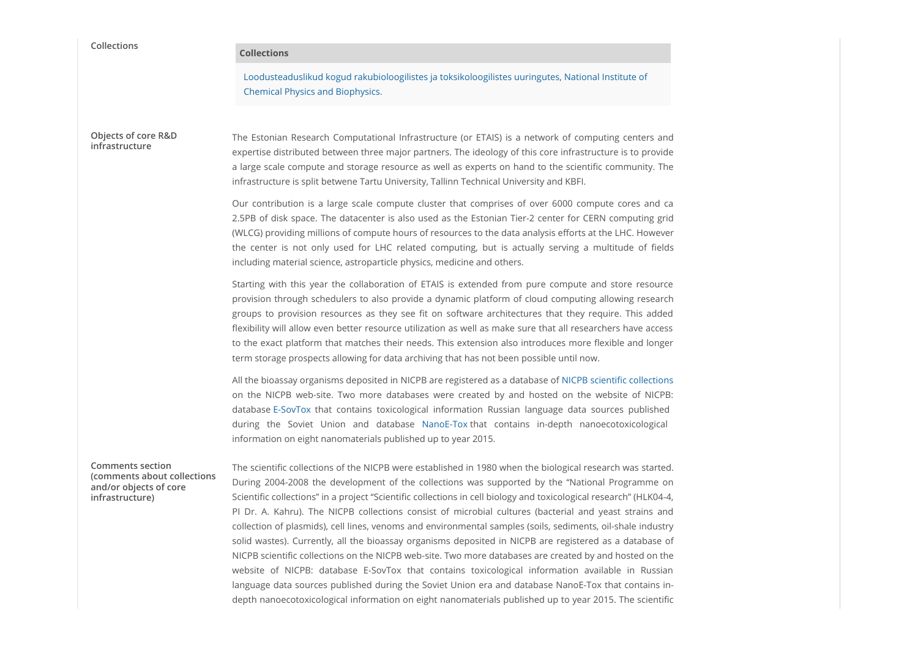**Collections**

| Collections |
| --- |
| Loodusteaduslikud kogud rakubioloogilistes ja toksikoloogilistes uuringutes, National Institute of Chemical Physics and Biophysics. |

**Objects of core R&D infrastructure**

The Estonian Research Computational Infrastructure (or ETAIS) is a network of computing centers and expertise distributed between three major partners. The ideology of this core infrastructure is to provide a large scale compute and storage resource as well as experts on hand to the scientific community. The infrastructure is split betwene Tartu University, Tallinn Technical University and KBFI.

Our contribution is a large scale compute cluster that comprises of over 6000 compute cores and ca 2.5PB of disk space. The datacenter is also used as the Estonian Tier-2 center for CERN computing grid (WLCG) providing millions of compute hours of resources to the data analysis efforts at the LHC. However the center is not only used for LHC related computing, but is actually serving a multitude of fields including material science, astroparticle physics, medicine and others.

Starting with this year the collaboration of ETAIS is extended from pure compute and store resource provision through schedulers to also provide a dynamic platform of cloud computing allowing research groups to provision resources as they see fit on software architectures that they require. This added flexibility will allow even better resource utilization as well as make sure that all researchers have access to the exact platform that matches their needs. This extension also introduces more flexible and longer term storage prospects allowing for data archiving that has not been possible until now.

All the bioassay organisms deposited in NICPB are registered as a database of NICPB scientific collections on the NICPB web-site. Two more databases were created by and hosted on the website of NICPB: database E-SovTox that contains toxicological information Russian language data sources published during the Soviet Union and database NanoE-Tox that contains in-depth nanoecotoxicological information on eight nanomaterials published up to year 2015.

**Comments section (comments about collections and/or objects of core infrastructure)**

The scientific collections of the NICPB were established in 1980 when the biological research was started. During 2004-2008 the development of the collections was supported by the "National Programme on Scientific collections" in a project "Scientific collections in cell biology and toxicological research" (HLK04-4, PI Dr. A. Kahru). The NICPB collections consist of microbial cultures (bacterial and yeast strains and collection of plasmids), cell lines, venoms and environmental samples (soils, sediments, oil-shale industry solid wastes). Currently, all the bioassay organisms deposited in NICPB are registered as a database of NICPB scientific collections on the NICPB web-site. Two more databases are created by and hosted on the website of NICPB: database E-SovTox that contains toxicological information available in Russian language data sources published during the Soviet Union era and database NanoE-Tox that contains in-depth nanoecotoxicological information on eight nanomaterials published up to year 2015. The scientific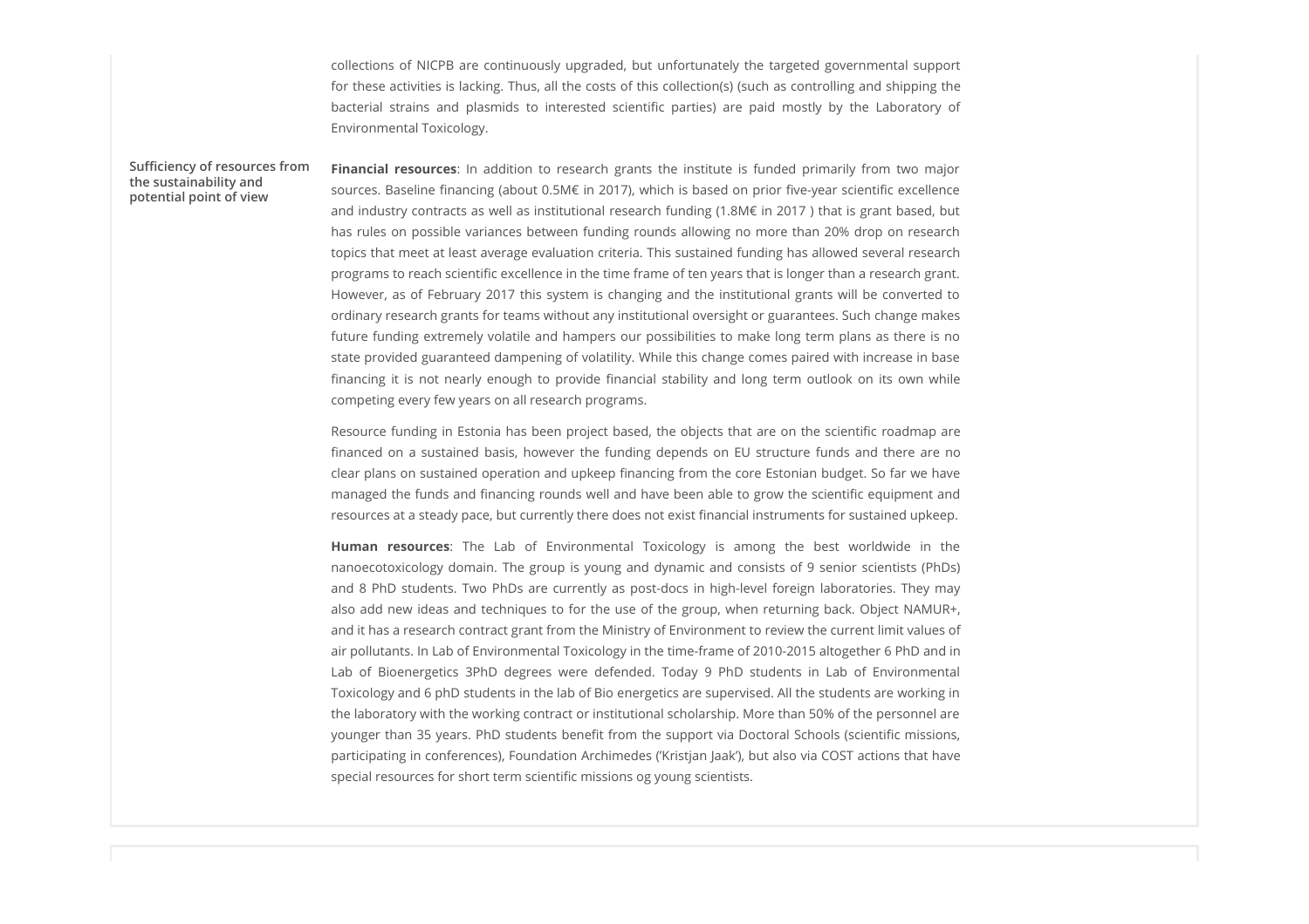collections of NICPB are continuously upgraded, but unfortunately the targeted governmental support for these activities is lacking. Thus, all the costs of this collection(s) (such as controlling and shipping the bacterial strains and plasmids to interested scientific parties) are paid mostly by the Laboratory of Environmental Toxicology.

**Sufficiency of resources from the sustainability and potential point of view**

**Financial resources**: In addition to research grants the institute is funded primarily from two major sources. Baseline financing (about 0.5M€ in 2017), which is based on prior five-year scientific excellence and industry contracts as well as institutional research funding (1.8M€ in 2017 ) that is grant based, but has rules on possible variances between funding rounds allowing no more than 20% drop on research topics that meet at least average evaluation criteria. This sustained funding has allowed several research programs to reach scientific excellence in the time frame of ten years that is longer than a research grant. However, as of February 2017 this system is changing and the institutional grants will be converted to ordinary research grants for teams without any institutional oversight or guarantees. Such change makes future funding extremely volatile and hampers our possibilities to make long term plans as there is no state provided guaranteed dampening of volatility. While this change comes paired with increase in base financing it is not nearly enough to provide financial stability and long term outlook on its own while competing every few years on all research programs.

Resource funding in Estonia has been project based, the objects that are on the scientific roadmap are financed on a sustained basis, however the funding depends on EU structure funds and there are no clear plans on sustained operation and upkeep financing from the core Estonian budget. So far we have managed the funds and financing rounds well and have been able to grow the scientific equipment and resources at a steady pace, but currently there does not exist financial instruments for sustained upkeep.

**Human resources**: The Lab of Environmental Toxicology is among the best worldwide in the nanoecotoxicology domain. The group is young and dynamic and consists of 9 senior scientists (PhDs) and 8 PhD students. Two PhDs are currently as post-docs in high-level foreign laboratories. They may also add new ideas and techniques to for the use of the group, when returning back. Object NAMUR+, and it has a research contract grant from the Ministry of Environment to review the current limit values of air pollutants. In Lab of Environmental Toxicology in the time-frame of 2010-2015 altogether 6 PhD and in Lab of Bioenergetics 3PhD degrees were defended. Today 9 PhD students in Lab of Environmental Toxicology and 6 phD students in the lab of Bio energetics are supervised. All the students are working in the laboratory with the working contract or institutional scholarship. More than 50% of the personnel are younger than 35 years. PhD students benefit from the support via Doctoral Schools (scientific missions, participating in conferences), Foundation Archimedes ('Kristjan Jaak'), but also via COST actions that have special resources for short term scientific missions og young scientists.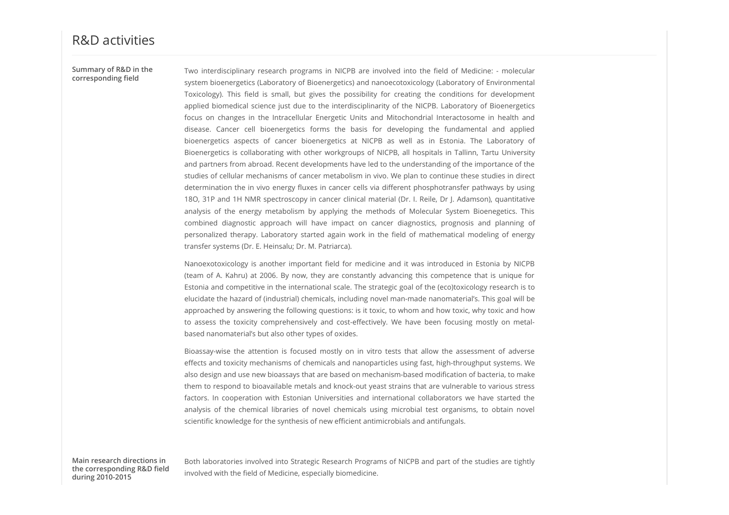## R&D activities

**Summary of R&D in the corresponding field**

Two interdisciplinary research programs in NICPB are involved into the field of Medicine: - molecular system bioenergetics (Laboratory of Bioenergetics) and nanoecotoxicology (Laboratory of Environmental Toxicology). This field is small, but gives the possibility for creating the conditions for development applied biomedical science just due to the interdisciplinarity of the NICPB. Laboratory of Bioenergetics focus on changes in the Intracellular Energetic Units and Mitochondrial Interactosome in health and disease. Cancer cell bioenergetics forms the basis for developing the fundamental and applied bioenergetics aspects of cancer bioenergetics at NICPB as well as in Estonia. The Laboratory of Bioenergetics is collaborating with other workgroups of NICPB, all hospitals in Tallinn, Tartu University and partners from abroad. Recent developments have led to the understanding of the importance of the studies of cellular mechanisms of cancer metabolism in vivo. We plan to continue these studies in direct determination the in vivo energy fluxes in cancer cells via different phosphotransfer pathways by using 18O, 31P and 1H NMR spectroscopy in cancer clinical material (Dr. I. Reile, Dr J. Adamson), quantitative analysis of the energy metabolism by applying the methods of Molecular System Bioenegetics. This combined diagnostic approach will have impact on cancer diagnostics, prognosis and planning of personalized therapy. Laboratory started again work in the field of mathematical modeling of energy transfer systems (Dr. E. Heinsalu; Dr. M. Patriarca).

Nanoexotoxicology is another important field for medicine and it was introduced in Estonia by NICPB (team of A. Kahru) at 2006. By now, they are constantly advancing this competence that is unique for Estonia and competitive in the international scale. The strategic goal of the (eco)toxicology research is to elucidate the hazard of (industrial) chemicals, including novel man-made nanomaterial's. This goal will be approached by answering the following questions: is it toxic, to whom and how toxic, why toxic and how to assess the toxicity comprehensively and cost-effectively. We have been focusing mostly on metal-based nanomaterial's but also other types of oxides.

Bioassay-wise the attention is focused mostly on in vitro tests that allow the assessment of adverse effects and toxicity mechanisms of chemicals and nanoparticles using fast, high-throughput systems. We also design and use new bioassays that are based on mechanism-based modification of bacteria, to make them to respond to bioavailable metals and knock-out yeast strains that are vulnerable to various stress factors. In cooperation with Estonian Universities and international collaborators we have started the analysis of the chemical libraries of novel chemicals using microbial test organisms, to obtain novel scientific knowledge for the synthesis of new efficient antimicrobials and antifungals.

**Main research directions in the corresponding R&D field during 2010-2015**

Both laboratories involved into Strategic Research Programs of NICPB and part of the studies are tightly involved with the field of Medicine, especially biomedicine.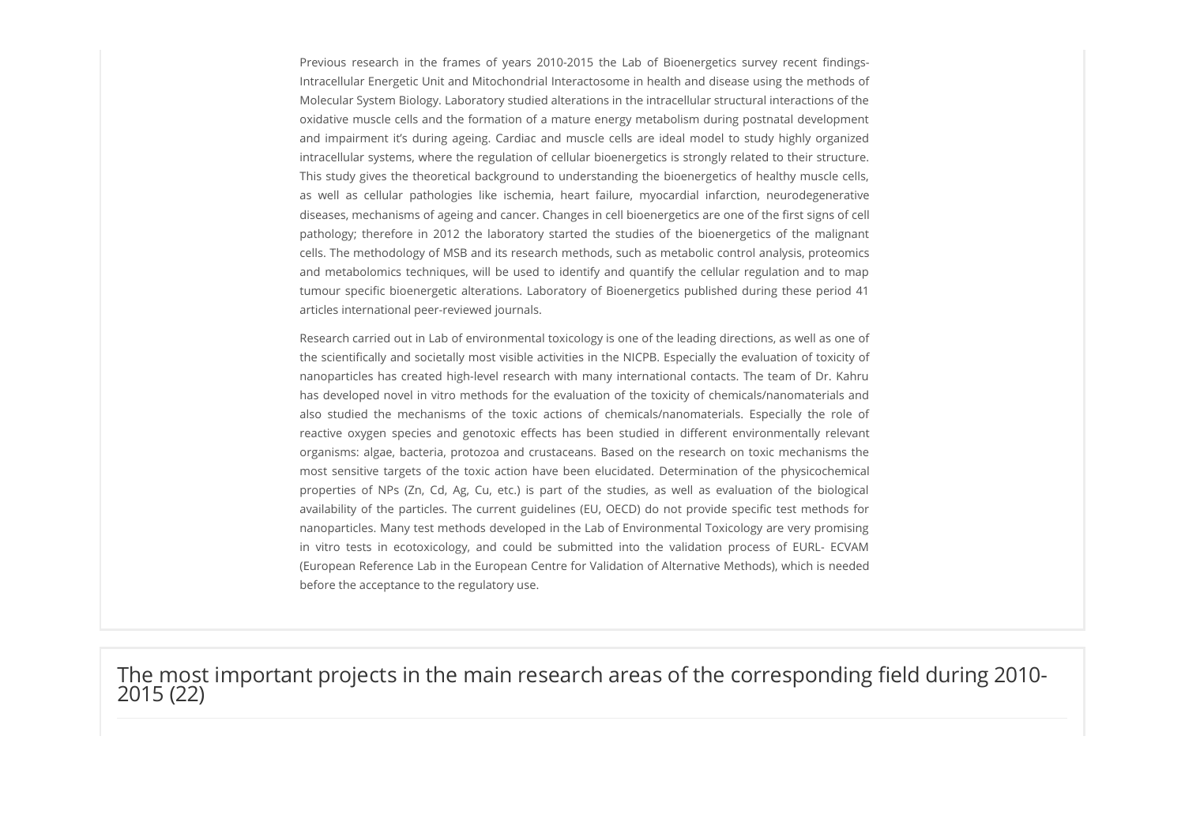Previous research in the frames of years 2010-2015 the Lab of Bioenergetics survey recent findings- Intracellular Energetic Unit and Mitochondrial Interactosome in health and disease using the methods of Molecular System Biology. Laboratory studied alterations in the intracellular structural interactions of the oxidative muscle cells and the formation of a mature energy metabolism during postnatal development and impairment it's during ageing. Cardiac and muscle cells are ideal model to study highly organized intracellular systems, where the regulation of cellular bioenergetics is strongly related to their structure. This study gives the theoretical background to understanding the bioenergetics of healthy muscle cells, as well as cellular pathologies like ischemia, heart failure, myocardial infarction, neurodegenerative diseases, mechanisms of ageing and cancer. Changes in cell bioenergetics are one of the first signs of cell pathology; therefore in 2012 the laboratory started the studies of the bioenergetics of the malignant cells. The methodology of MSB and its research methods, such as metabolic control analysis, proteomics and metabolomics techniques, will be used to identify and quantify the cellular regulation and to map tumour specific bioenergetic alterations. Laboratory of Bioenergetics published during these period 41 articles international peer-reviewed journals.

Research carried out in Lab of environmental toxicology is one of the leading directions, as well as one of the scientifically and societally most visible activities in the NICPB. Especially the evaluation of toxicity of nanoparticles has created high-level research with many international contacts. The team of Dr. Kahru has developed novel in vitro methods for the evaluation of the toxicity of chemicals/nanomaterials and also studied the mechanisms of the toxic actions of chemicals/nanomaterials. Especially the role of reactive oxygen species and genotoxic effects has been studied in different environmentally relevant organisms: algae, bacteria, protozoa and crustaceans. Based on the research on toxic mechanisms the most sensitive targets of the toxic action have been elucidated. Determination of the physicochemical properties of NPs (Zn, Cd, Ag, Cu, etc.) is part of the studies, as well as evaluation of the biological availability of the particles. The current guidelines (EU, OECD) do not provide specific test methods for nanoparticles. Many test methods developed in the Lab of Environmental Toxicology are very promising in vitro tests in ecotoxicology, and could be submitted into the validation process of EURL- ECVAM (European Reference Lab in the European Centre for Validation of Alternative Methods), which is needed before the acceptance to the regulatory use.

## The most important projects in the main research areas of the corresponding field during 2010-2015 (22)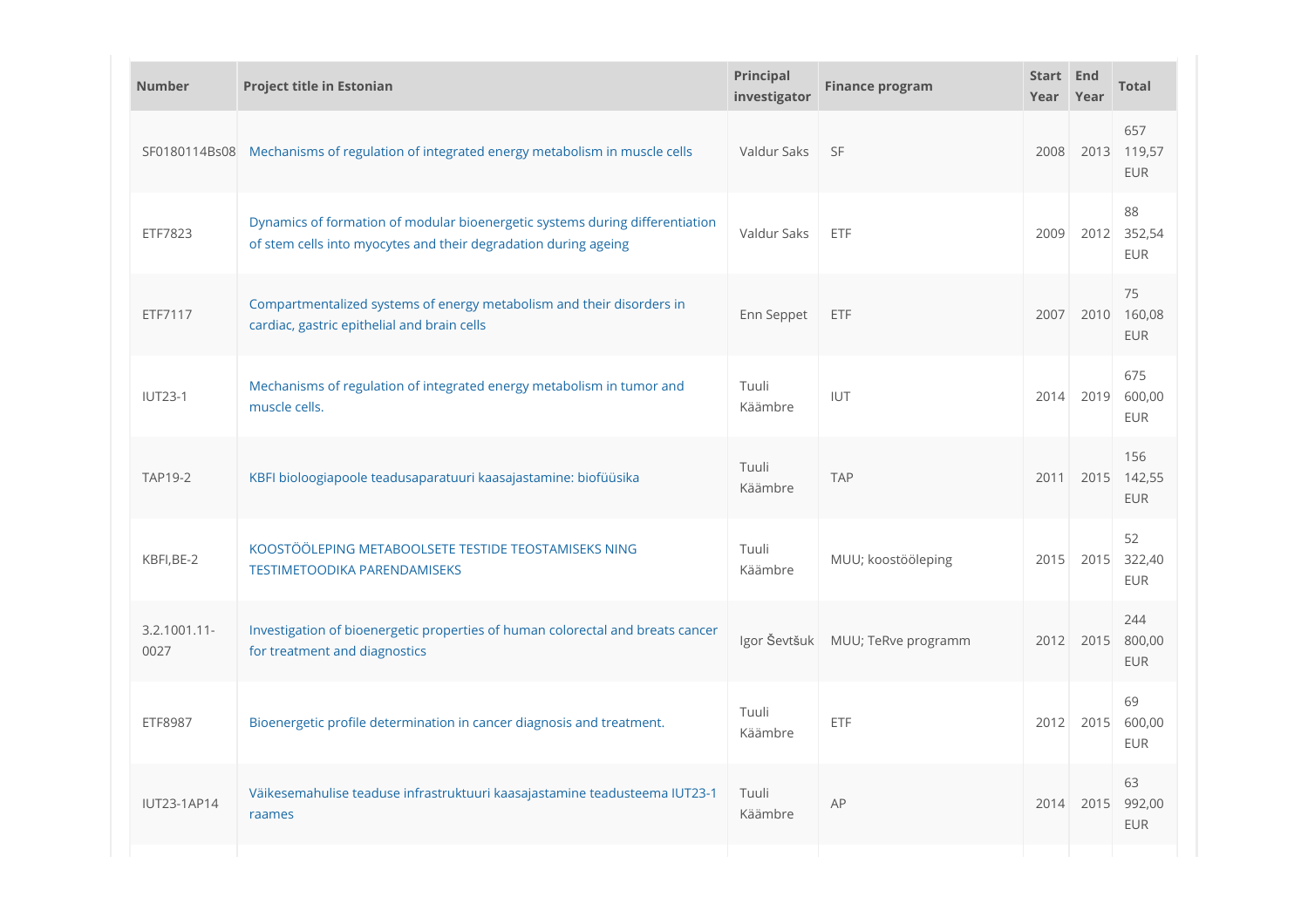| Number | Project title in Estonian | Principal investigator | Finance program | Start Year | End Year | Total |
|---|---|---|---|---|---|---|
| SF0180114Bs08 | Mechanisms of regulation of integrated energy metabolism in muscle cells | Valdur Saks | SF | 2008 | 2013 | 657 119,57 EUR |
| ETF7823 | Dynamics of formation of modular bioenergetic systems during differentiation of stem cells into myocytes and their degradation during ageing | Valdur Saks | ETF | 2009 | 2012 | 88 352,54 EUR |
| ETF7117 | Compartmentalized systems of energy metabolism and their disorders in cardiac, gastric epithelial and brain cells | Enn Seppet | ETF | 2007 | 2010 | 75 160,08 EUR |
| IUT23-1 | Mechanisms of regulation of integrated energy metabolism in tumor and muscle cells. | Tuuli Käämbre | IUT | 2014 | 2019 | 675 600,00 EUR |
| TAP19-2 | KBFI bioloogiapoole teadusaparatuuri kaasajastamine: biofüüsika | Tuuli Käämbre | TAP | 2011 | 2015 | 156 142,55 EUR |
| KBFI,BE-2 | KOOSTÖÖLEPING METABOOLSETE TESTIDE TEOSTAMISEKS NING TESTIMETOODIKA PARENDAMISEKS | Tuuli Käämbre | MUU; koostööleping | 2015 | 2015 | 52 322,40 EUR |
| 3.2.1001.11-0027 | Investigation of bioenergetic properties of human colorectal and breats cancer for treatment and diagnostics | Igor Ševtšuk | MUU; TeRve programm | 2012 | 2015 | 244 800,00 EUR |
| ETF8987 | Bioenergetic profile determination in cancer diagnosis and treatment. | Tuuli Käämbre | ETF | 2012 | 2015 | 69 600,00 EUR |
| IUT23-1AP14 | Väikesemahulise teaduse infrastruktuuri kaasajastamine teadusteema IUT23-1 raames | Tuuli Käämbre | AP | 2014 | 2015 | 63 992,00 EUR |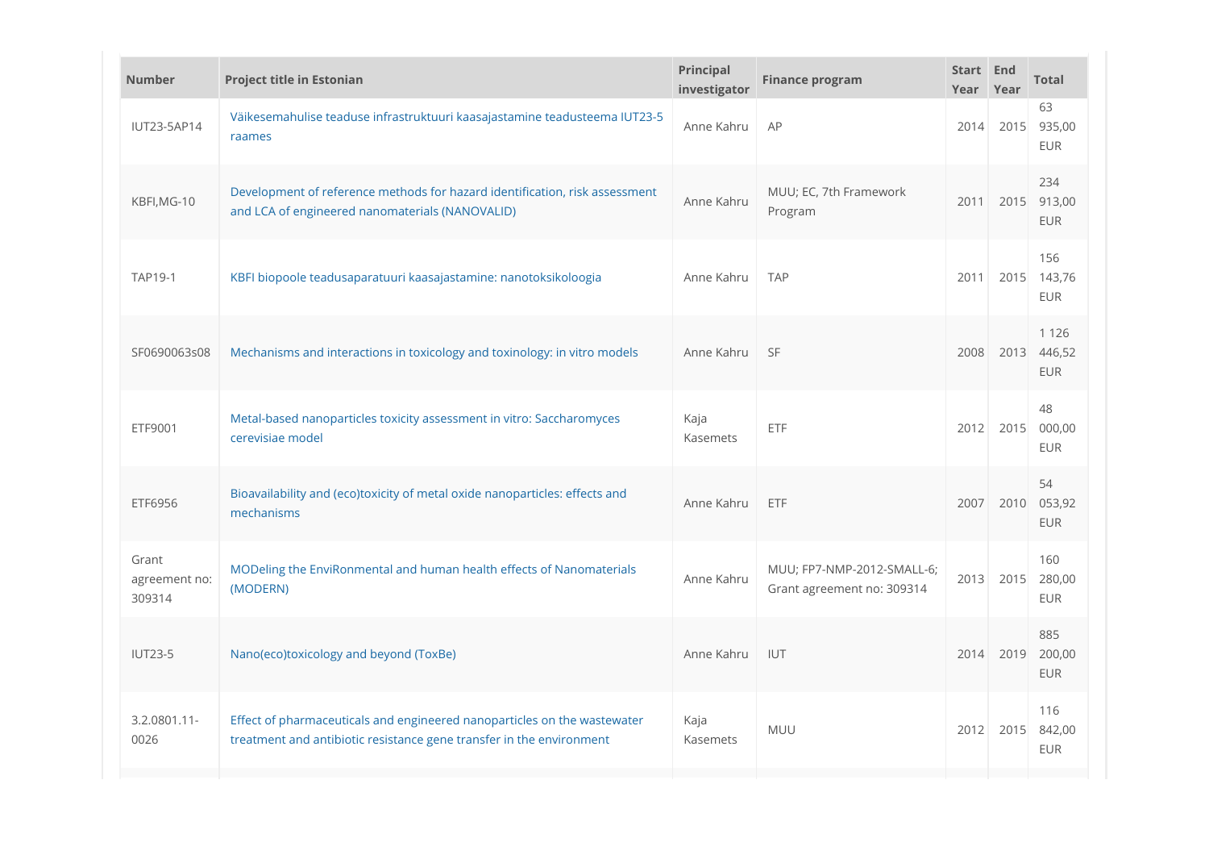| Number | Project title in Estonian | Principal investigator | Finance program | Start Year | End Year | Total |
|---|---|---|---|---|---|---|
| IUT23-5AP14 | Väikesemahulise teaduse infrastruktuuri kaasajastamine teadusteema IUT23-5 raames | Anne Kahru | AP | 2014 | 2015 | 63 935,00 EUR |
| KBFI,MG-10 | Development of reference methods for hazard identification, risk assessment and LCA of engineered nanomaterials (NANOVALID) | Anne Kahru | MUU; EC, 7th Framework Program | 2011 | 2015 | 234 913,00 EUR |
| TAP19-1 | KBFI biopoole teadusaparatuuri kaasajastamine: nanotoksikoloogia | Anne Kahru | TAP | 2011 | 2015 | 156 143,76 EUR |
| SF0690063s08 | Mechanisms and interactions in toxicology and toxinology: in vitro models | Anne Kahru | SF | 2008 | 2013 | 1 126 446,52 EUR |
| ETF9001 | Metal-based nanoparticles toxicity assessment in vitro: Saccharomyces cerevisiae model | Kaja Kasemets | ETF | 2012 | 2015 | 48 000,00 EUR |
| ETF6956 | Bioavailability and (eco)toxicity of metal oxide nanoparticles: effects and mechanisms | Anne Kahru | ETF | 2007 | 2010 | 54 053,92 EUR |
| Grant agreement no: 309314 | MODeling the EnviRonmental and human health effects of Nanomaterials (MODERN) | Anne Kahru | MUU; FP7-NMP-2012-SMALL-6; Grant agreement no: 309314 | 2013 | 2015 | 160 280,00 EUR |
| IUT23-5 | Nano(eco)toxicology and beyond (ToxBe) | Anne Kahru | IUT | 2014 | 2019 | 885 200,00 EUR |
| 3.2.0801.11-0026 | Effect of pharmaceuticals and engineered nanoparticles on the wastewater treatment and antibiotic resistance gene transfer in the environment | Kaja Kasemets | MUU | 2012 | 2015 | 116 842,00 EUR |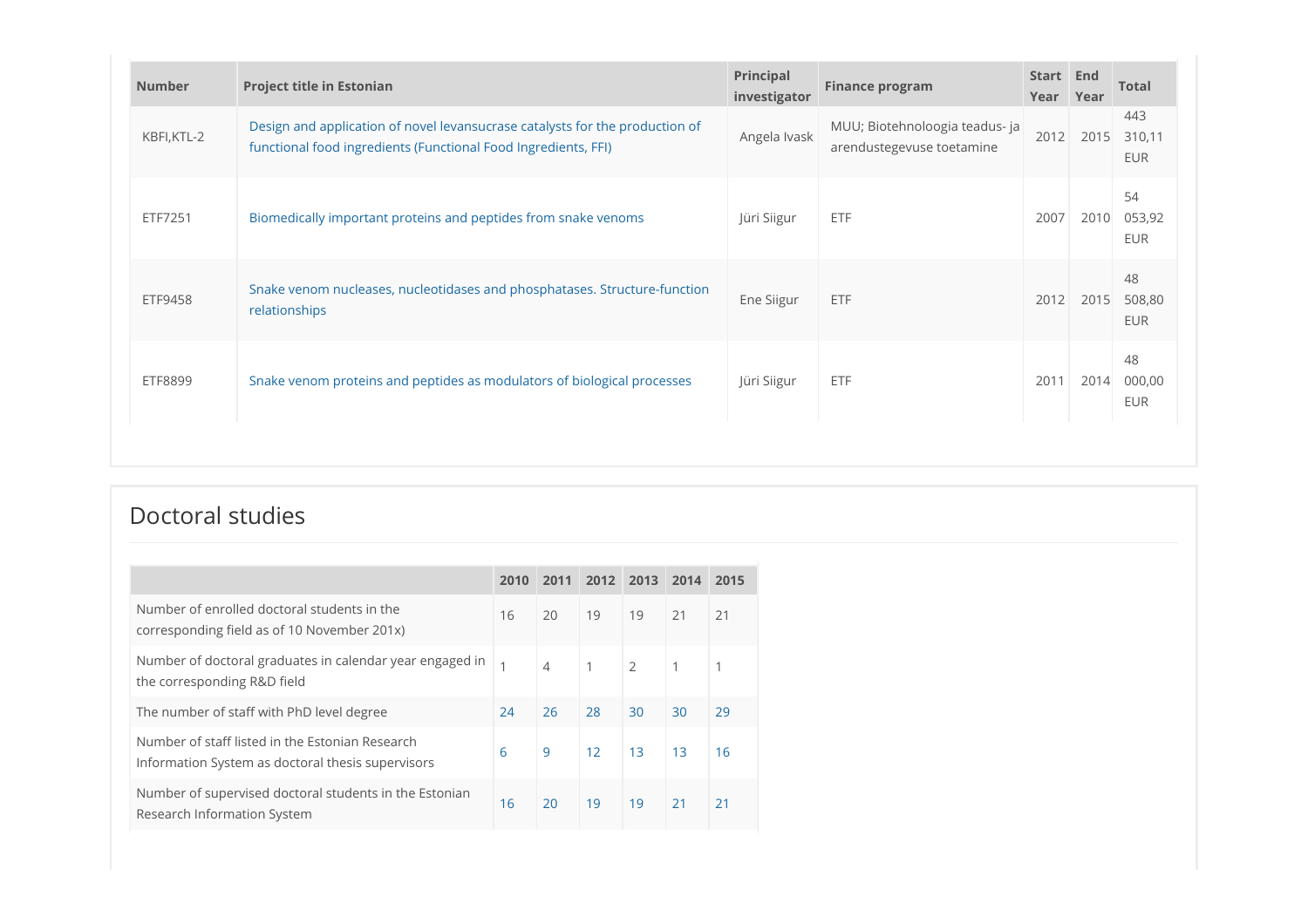| Number | Project title in Estonian | Principal investigator | Finance program | Start Year | End Year | Total |
|---|---|---|---|---|---|---|
| KBFI,KTL-2 | Design and application of novel levansucrase catalysts for the production of functional food ingredients (Functional Food Ingredients, FFI) | Angela Ivask | MUU; Biotehnoloogia teadus- ja arendustegevuse toetamine | 2012 | 2015 | 443 310,11 EUR |
| ETF7251 | Biomedically important proteins and peptides from snake venoms | Jüri Siigur | ETF | 2007 | 2010 | 54 053,92 EUR |
| ETF9458 | Snake venom nucleases, nucleotidases and phosphatases. Structure-function relationships | Ene Siigur | ETF | 2012 | 2015 | 48 508,80 EUR |
| ETF8899 | Snake venom proteins and peptides as modulators of biological processes | Jüri Siigur | ETF | 2011 | 2014 | 48 000,00 EUR |

## Doctoral studies

| | 2010 | 2011 | 2012 | 2013 | 2014 | 2015 |
|---|---|---|---|---|---|---|
| Number of enrolled doctoral students in the corresponding field as of 10 November 201x) | 16 | 20 | 19 | 19 | 21 | 21 |
| Number of doctoral graduates in calendar year engaged in the corresponding R&D field | 1 | 4 | 1 | 2 | 1 | 1 |
| The number of staff with PhD level degree | 24 | 26 | 28 | 30 | 30 | 29 |
| Number of staff listed in the Estonian Research Information System as doctoral thesis supervisors | 6 | 9 | 12 | 13 | 13 | 16 |
| Number of supervised doctoral students in the Estonian Research Information System | 16 | 20 | 19 | 19 | 21 | 21 |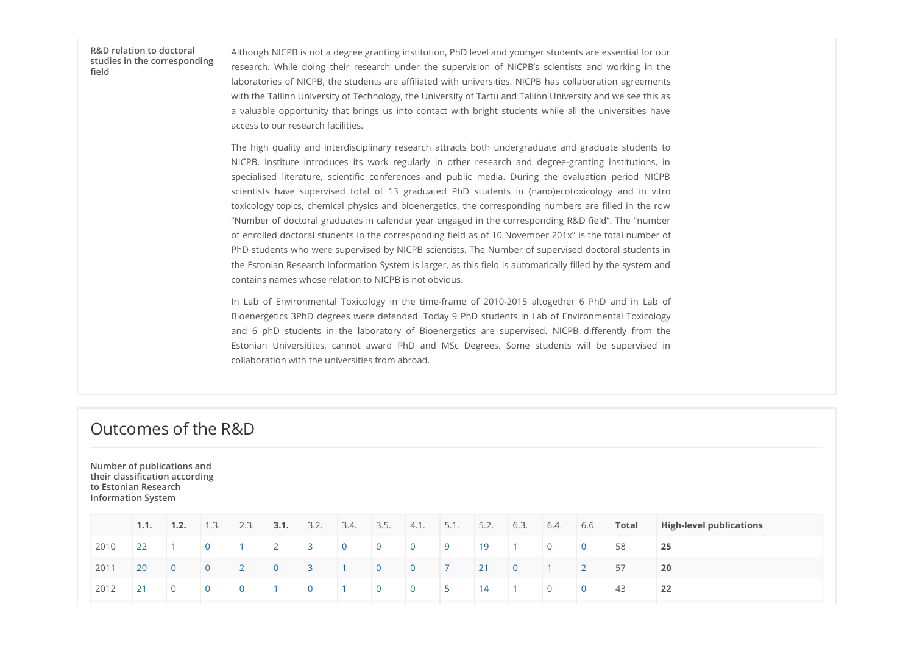**R&D relation to doctoral studies in the corresponding field**

Although NICPB is not a degree granting institution, PhD level and younger students are essential for our research. While doing their research under the supervision of NICPB's scientists and working in the laboratories of NICPB, the students are affiliated with universities. NICPB has collaboration agreements with the Tallinn University of Technology, the University of Tartu and Tallinn University and we see this as a valuable opportunity that brings us into contact with bright students while all the universities have access to our research facilities.

The high quality and interdisciplinary research attracts both undergraduate and graduate students to NICPB. Institute introduces its work regularly in other research and degree-granting institutions, in specialised literature, scientific conferences and public media. During the evaluation period NICPB scientists have supervised total of 13 graduated PhD students in (nano)ecotoxicology and in vitro toxicology topics, chemical physics and bioenergetics, the corresponding numbers are filled in the row "Number of doctoral graduates in calendar year engaged in the corresponding R&D field". The "number of enrolled doctoral students in the corresponding field as of 10 November 201x" is the total number of PhD students who were supervised by NICPB scientists. The Number of supervised doctoral students in the Estonian Research Information System is larger, as this field is automatically filled by the system and contains names whose relation to NICPB is not obvious.

In Lab of Environmental Toxicology in the time-frame of 2010-2015 altogether 6 PhD and in Lab of Bioenergetics 3PhD degrees were defended. Today 9 PhD students in Lab of Environmental Toxicology and 6 phD students in the laboratory of Bioenergetics are supervised. NICPB differently from the Estonian Universitites, cannot award PhD and MSc Degrees. Some students will be supervised in collaboration with the universities from abroad.

## Outcomes of the R&D

**Number of publications and their classification according to Estonian Research Information System**

| | **1.1.** | **1.2.** | 1.3. | 2.3. | **3.1.** | 3.2. | 3.4. | 3.5. | 4.1. | 5.1. | 5.2. | 6.3. | 6.4. | 6.6. | **Total** | **High-level publications** |
|---|---|---|---|---|---|---|---|---|---|---|---|---|---|---|---|---|
| 2010 | 22 | 1 | 0 | 1 | 2 | 3 | 0 | 0 | 0 | 9 | 19 | 1 | 0 | 0 | 58 | **25** |
| 2011 | 20 | 0 | 0 | 2 | 0 | 3 | 1 | 0 | 0 | 7 | 21 | 0 | 1 | 2 | 57 | **20** |
| 2012 | 21 | 0 | 0 | 0 | 1 | 0 | 1 | 0 | 0 | 5 | 14 | 1 | 0 | 0 | 43 | **22** |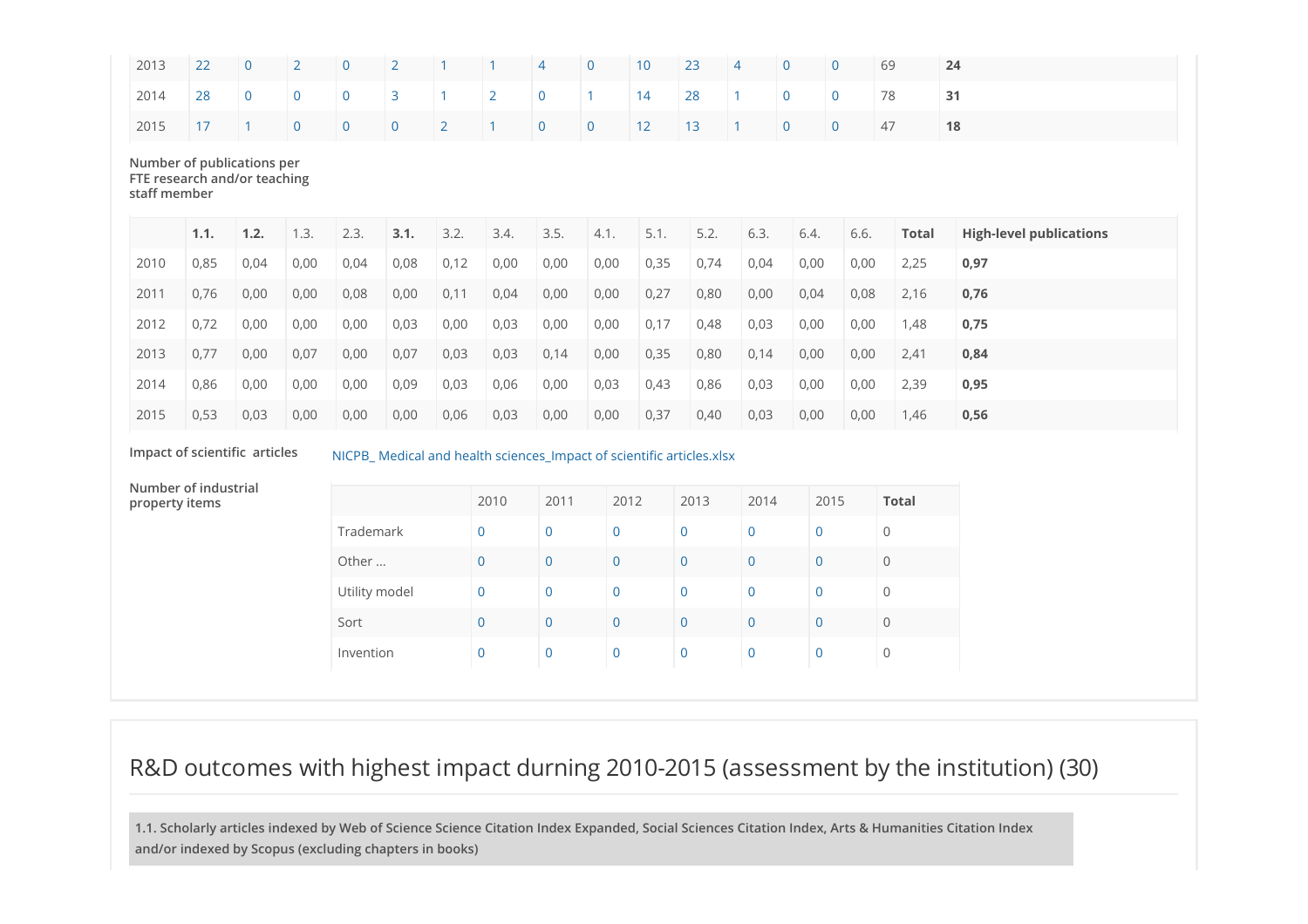| 2013 | 22 | 0 | 2 | 0 | 2 | 1 | 1 | 4 | 0 | 10 | 23 | 4 | 0 | 0 | 69 | **24** |
|---|---|---|---|---|---|---|---|---|---|---|---|---|---|---|---|---|
| 2014 | 28 | 0 | 0 | 0 | 3 | 1 | 2 | 0 | 1 | 14 | 28 | 1 | 0 | 0 | 78 | **31** |
| 2015 | 17 | 1 | 0 | 0 | 0 | 2 | 1 | 0 | 0 | 12 | 13 | 1 | 0 | 0 | 47 | **18** |

**Number of publications per FTE research and/or teaching staff member**

| | **1.1.** | **1.2.** | 1.3. | 2.3. | **3.1.** | 3.2. | 3.4. | 3.5. | 4.1. | 5.1. | 5.2. | 6.3. | 6.4. | 6.6. | **Total** | **High-level publications** |
|---|---|---|---|---|---|---|---|---|---|---|---|---|---|---|---|---|
| 2010 | 0,85 | 0,04 | 0,00 | 0,04 | 0,08 | 0,12 | 0,00 | 0,00 | 0,00 | 0,35 | 0,74 | 0,04 | 0,00 | 0,00 | 2,25 | **0,97** |
| 2011 | 0,76 | 0,00 | 0,00 | 0,08 | 0,00 | 0,11 | 0,04 | 0,00 | 0,00 | 0,27 | 0,80 | 0,00 | 0,04 | 0,08 | 2,16 | **0,76** |
| 2012 | 0,72 | 0,00 | 0,00 | 0,00 | 0,03 | 0,00 | 0,03 | 0,00 | 0,00 | 0,17 | 0,48 | 0,03 | 0,00 | 0,00 | 1,48 | **0,75** |
| 2013 | 0,77 | 0,00 | 0,07 | 0,00 | 0,07 | 0,03 | 0,03 | 0,14 | 0,00 | 0,35 | 0,80 | 0,14 | 0,00 | 0,00 | 2,41 | **0,84** |
| 2014 | 0,86 | 0,00 | 0,00 | 0,00 | 0,09 | 0,03 | 0,06 | 0,00 | 0,03 | 0,43 | 0,86 | 0,03 | 0,00 | 0,00 | 2,39 | **0,95** |
| 2015 | 0,53 | 0,03 | 0,00 | 0,00 | 0,00 | 0,06 | 0,03 | 0,00 | 0,00 | 0,37 | 0,40 | 0,03 | 0,00 | 0,00 | 1,46 | **0,56** |

**Impact of scientific articles** NICPB_ Medical and health sciences_Impact of scientific articles.xlsx

**Number of industrial property items**

| | 2010 | 2011 | 2012 | 2013 | 2014 | 2015 | **Total** |
|---|---|---|---|---|---|---|---|
| Trademark | 0 | 0 | 0 | 0 | 0 | 0 | 0 |
| Other ... | 0 | 0 | 0 | 0 | 0 | 0 | 0 |
| Utility model | 0 | 0 | 0 | 0 | 0 | 0 | 0 |
| Sort | 0 | 0 | 0 | 0 | 0 | 0 | 0 |
| Invention | 0 | 0 | 0 | 0 | 0 | 0 | 0 |

## R&D outcomes with highest impact durning 2010-2015 (assessment by the institution) (30)

**1.1. Scholarly articles indexed by Web of Science Science Citation Index Expanded, Social Sciences Citation Index, Arts & Humanities Citation Index and/or indexed by Scopus (excluding chapters in books)**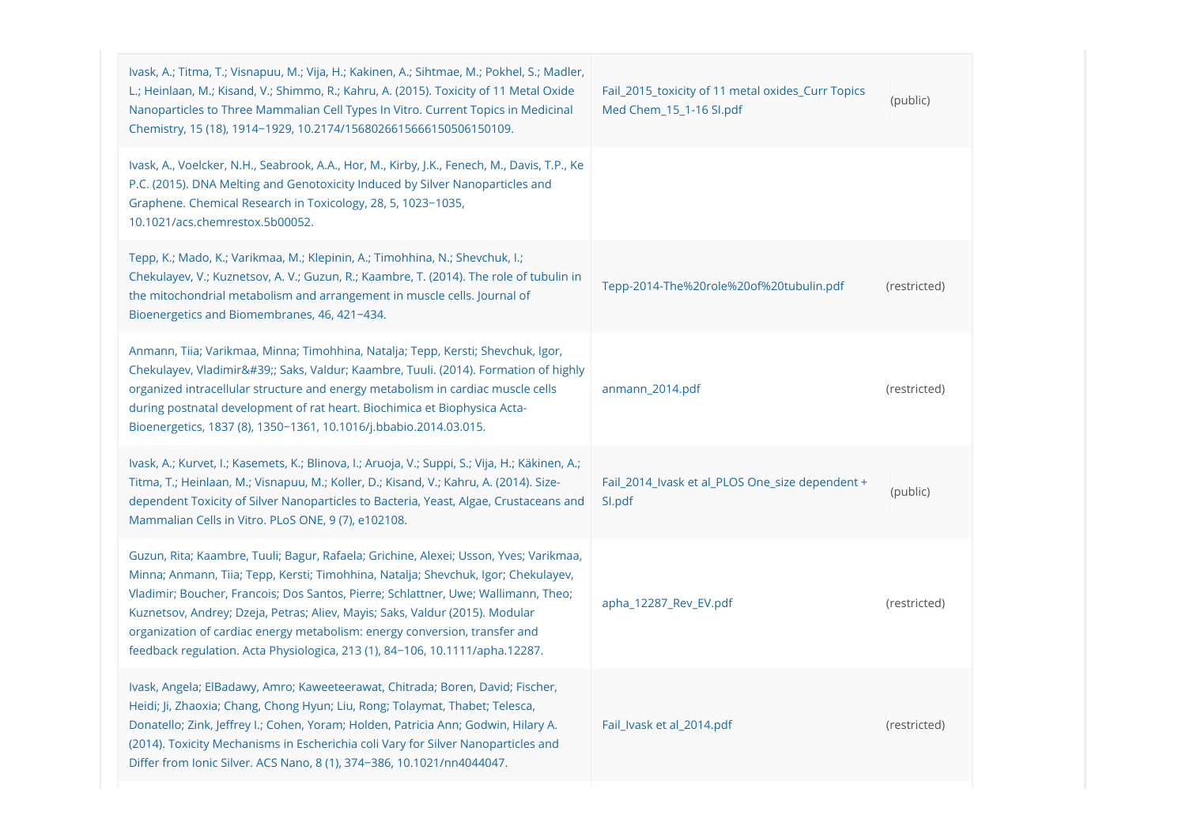| | | |
|---|---|---|
| Ivask, A.; Titma, T.; Visnapuu, M.; Vija, H.; Kakinen, A.; Sihtmae, M.; Pokhel, S.; Madler, L.; Heinlaan, M.; Kisand, V.; Shimmo, R.; Kahru, A. (2015). Toxicity of 11 Metal Oxide Nanoparticles to Three Mammalian Cell Types In Vitro. Current Topics in Medicinal Chemistry, 15 (18), 1914−1929, 10.2174/1568026615666150506150109. | Fail_2015_toxicity of 11 metal oxides_Curr Topics Med Chem_15_1-16 SI.pdf | (public) |
| Ivask, A., Voelcker, N.H., Seabrook, A.A., Hor, M., Kirby, J.K., Fenech, M., Davis, T.P., Ke P.C. (2015). DNA Melting and Genotoxicity Induced by Silver Nanoparticles and Graphene. Chemical Research in Toxicology, 28, 5, 1023−1035, 10.1021/acs.chemrestox.5b00052. | | |
| Tepp, K.; Mado, K.; Varikmaa, M.; Klepinin, A.; Timohhina, N.; Shevchuk, I.; Chekulayev, V.; Kuznetsov, A. V.; Guzun, R.; Kaambre, T. (2014). The role of tubulin in the mitochondrial metabolism and arrangement in muscle cells. Journal of Bioenergetics and Biomembranes, 46, 421−434. | Tepp-2014-The%20role%20of%20tubulin.pdf | (restricted) |
| Anmann, Tiia; Varikmaa, Minna; Timohhina, Natalja; Tepp, Kersti; Shevchuk, Igor, Chekulayev, Vladimir&#39;; Saks, Valdur; Kaambre, Tuuli. (2014). Formation of highly organized intracellular structure and energy metabolism in cardiac muscle cells during postnatal development of rat heart. Biochimica et Biophysica Acta-Bioenergetics, 1837 (8), 1350−1361, 10.1016/j.bbabio.2014.03.015. | anmann_2014.pdf | (restricted) |
| Ivask, A.; Kurvet, I.; Kasemets, K.; Blinova, I.; Aruoja, V.; Suppi, S.; Vija, H.; Käkinen, A.; Titma, T.; Heinlaan, M.; Visnapuu, M.; Koller, D.; Kisand, V.; Kahru, A. (2014). Size-dependent Toxicity of Silver Nanoparticles to Bacteria, Yeast, Algae, Crustaceans and Mammalian Cells in Vitro. PLoS ONE, 9 (7), e102108. | Fail_2014_Ivask et al_PLOS One_size dependent + SI.pdf | (public) |
| Guzun, Rita; Kaambre, Tuuli; Bagur, Rafaela; Grichine, Alexei; Usson, Yves; Varikmaa, Minna; Anmann, Tiia; Tepp, Kersti; Timohhina, Natalja; Shevchuk, Igor; Chekulayev, Vladimir; Boucher, Francois; Dos Santos, Pierre; Schlattner, Uwe; Wallimann, Theo; Kuznetsov, Andrey; Dzeja, Petras; Aliev, Mayis; Saks, Valdur (2015). Modular organization of cardiac energy metabolism: energy conversion, transfer and feedback regulation. Acta Physiologica, 213 (1), 84−106, 10.1111/apha.12287. | apha_12287_Rev_EV.pdf | (restricted) |
| Ivask, Angela; ElBadawy, Amro; Kaweeteerawat, Chitrada; Boren, David; Fischer, Heidi; Ji, Zhaoxia; Chang, Chong Hyun; Liu, Rong; Tolaymat, Thabet; Telesca, Donatello; Zink, Jeffrey I.; Cohen, Yoram; Holden, Patricia Ann; Godwin, Hilary A. (2014). Toxicity Mechanisms in Escherichia coli Vary for Silver Nanoparticles and Differ from Ionic Silver. ACS Nano, 8 (1), 374−386, 10.1021/nn4044047. | Fail_Ivask et al_2014.pdf | (restricted) |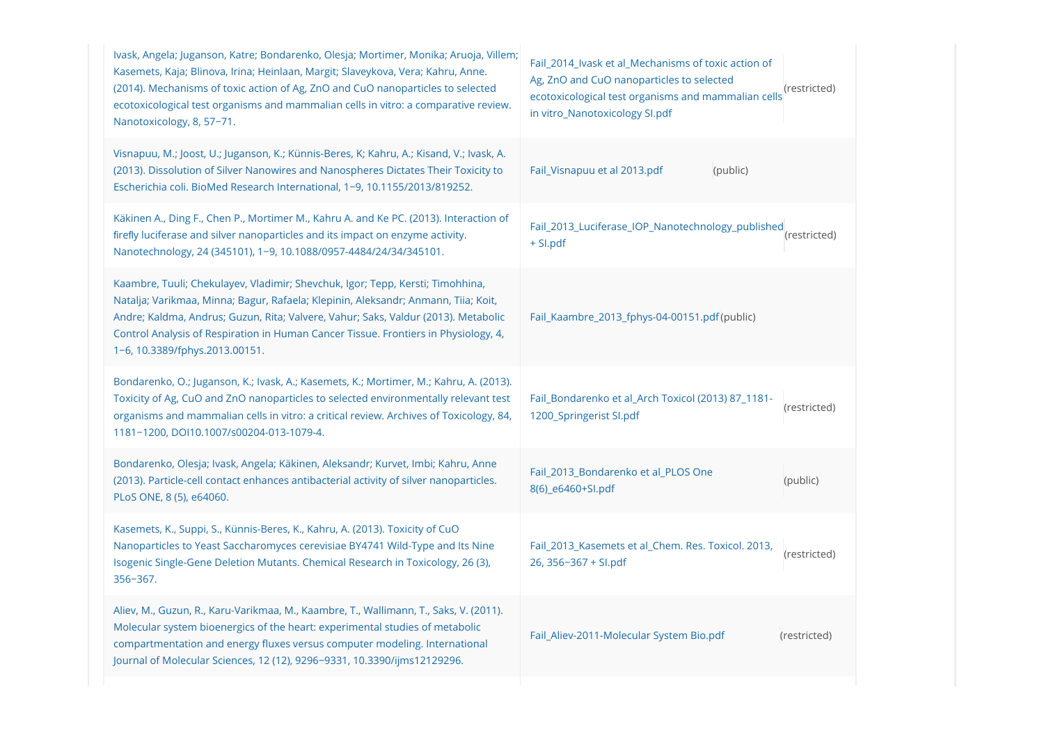| | | |
|---|---|---|
| Ivask, Angela; Juganson, Katre; Bondarenko, Olesja; Mortimer, Monika; Aruoja, Villem; Kasemets, Kaja; Blinova, Irina; Heinlaan, Margit; Slaveykova, Vera; Kahru, Anne. (2014). Mechanisms of toxic action of Ag, ZnO and CuO nanoparticles to selected ecotoxicological test organisms and mammalian cells in vitro: a comparative review. Nanotoxicology, 8, 57−71. | Fail_2014_Ivask et al_Mechanisms of toxic action of Ag, ZnO and CuO nanoparticles to selected ecotoxicological test organisms and mammalian cells in vitro_Nanotoxicology SI.pdf | (restricted) |
| Visnapuu, M.; Joost, U.; Juganson, K.; Künnis-Beres, K; Kahru, A.; Kisand, V.; Ivask, A. (2013). Dissolution of Silver Nanowires and Nanospheres Dictates Their Toxicity to Escherichia coli. BioMed Research International, 1−9, 10.1155/2013/819252. | Fail_Visnapuu et al 2013.pdf | (public) |
| Käkinen A., Ding F., Chen P., Mortimer M., Kahru A. and Ke PC. (2013). Interaction of firefly luciferase and silver nanoparticles and its impact on enzyme activity. Nanotechnology, 24 (345101), 1−9, 10.1088/0957-4484/24/34/345101. | Fail_2013_Luciferase_IOP_Nanotechnology_published + SI.pdf | (restricted) |
| Kaambre, Tuuli; Chekulayev, Vladimir; Shevchuk, Igor; Tepp, Kersti; Timohhina, Natalja; Varikmaa, Minna; Bagur, Rafaela; Klepinin, Aleksandr; Anmann, Tiia; Koit, Andre; Kaldma, Andrus; Guzun, Rita; Valvere, Vahur; Saks, Valdur (2013). Metabolic Control Analysis of Respiration in Human Cancer Tissue. Frontiers in Physiology, 4, 1−6, 10.3389/fphys.2013.00151. | Fail_Kaambre_2013_fphys-04-00151.pdf | (public) |
| Bondarenko, O.; Juganson, K.; Ivask, A.; Kasemets, K.; Mortimer, M.; Kahru, A. (2013). Toxicity of Ag, CuO and ZnO nanoparticles to selected environmentally relevant test organisms and mammalian cells in vitro: a critical review. Archives of Toxicology, 84, 1181−1200, DOI10.1007/s00204-013-1079-4. | Fail_Bondarenko et al_Arch Toxicol (2013) 87_1181-1200_Springerist SI.pdf | (restricted) |
| Bondarenko, Olesja; Ivask, Angela; Käkinen, Aleksandr; Kurvet, Imbi; Kahru, Anne (2013). Particle-cell contact enhances antibacterial activity of silver nanoparticles. PLoS ONE, 8 (5), e64060. | Fail_2013_Bondarenko et al_PLOS One 8(6)_e6460+SI.pdf | (public) |
| Kasemets, K., Suppi, S., Künnis-Beres, K., Kahru, A. (2013). Toxicity of CuO Nanoparticles to Yeast Saccharomyces cerevisiae BY4741 Wild-Type and Its Nine Isogenic Single-Gene Deletion Mutants. Chemical Research in Toxicology, 26 (3), 356−367. | Fail_2013_Kasemets et al_Chem. Res. Toxicol. 2013, 26, 356−367 + SI.pdf | (restricted) |
| Aliev, M., Guzun, R., Karu-Varikmaa, M., Kaambre, T., Wallimann, T., Saks, V. (2011). Molecular system bioenergics of the heart: experimental studies of metabolic compartmentation and energy fluxes versus computer modeling. International Journal of Molecular Sciences, 12 (12), 9296−9331, 10.3390/ijms12129296. | Fail_Aliev-2011-Molecular System Bio.pdf | (restricted) |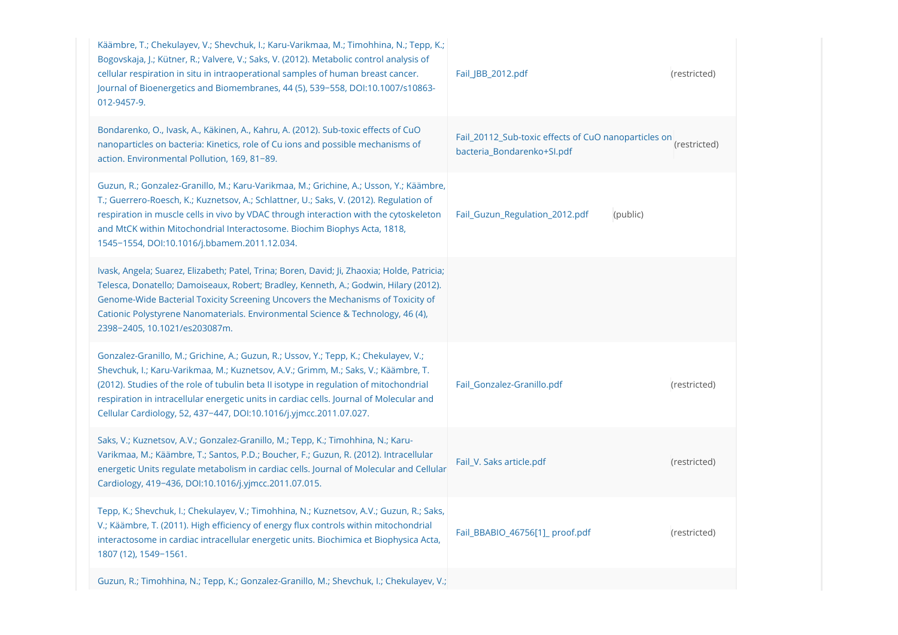| | | |
|---|---|---|
| Käämbre, T.; Chekulayev, V.; Shevchuk, I.; Karu-Varikmaa, M.; Timohhina, N.; Tepp, K.; Bogovskaja, J.; Kütner, R.; Valvere, V.; Saks, V. (2012). Metabolic control analysis of cellular respiration in situ in intraoperational samples of human breast cancer. Journal of Bioenergetics and Biomembranes, 44 (5), 539−558, DOI:10.1007/s10863-012-9457-9. | Fail_JBB_2012.pdf | (restricted) |
| Bondarenko, O., Ivask, A., Käkinen, A., Kahru, A. (2012). Sub-toxic effects of CuO nanoparticles on bacteria: Kinetics, role of Cu ions and possible mechanisms of action. Environmental Pollution, 169, 81−89. | Fail_20112_Sub-toxic effects of CuO nanoparticles on bacteria_Bondarenko+SI.pdf | (restricted) |
| Guzun, R.; Gonzalez-Granillo, M.; Karu-Varikmaa, M.; Grichine, A.; Usson, Y.; Käämbre, T.; Guerrero-Roesch, K.; Kuznetsov, A.; Schlattner, U.; Saks, V. (2012). Regulation of respiration in muscle cells in vivo by VDAC through interaction with the cytoskeleton and MtCK within Mitochondrial Interactosome. Biochim Biophys Acta, 1818, 1545−1554, DOI:10.1016/j.bbamem.2011.12.034. | Fail_Guzun_Regulation_2012.pdf | (public) |
| Ivask, Angela; Suarez, Elizabeth; Patel, Trina; Boren, David; Ji, Zhaoxia; Holde, Patricia; Telesca, Donatello; Damoiseaux, Robert; Bradley, Kenneth, A.; Godwin, Hilary (2012). Genome-Wide Bacterial Toxicity Screening Uncovers the Mechanisms of Toxicity of Cationic Polystyrene Nanomaterials. Environmental Science & Technology, 46 (4), 2398−2405, 10.1021/es203087m. | | |
| Gonzalez-Granillo, M.; Grichine, A.; Guzun, R.; Ussov, Y.; Tepp, K.; Chekulayev, V.; Shevchuk, I.; Karu-Varikmaa, M.; Kuznetsov, A.V.; Grimm, M.; Saks, V.; Käämbre, T. (2012). Studies of the role of tubulin beta II isotype in regulation of mitochondrial respiration in intracellular energetic units in cardiac cells. Journal of Molecular and Cellular Cardiology, 52, 437−447, DOI:10.1016/j.yjmcc.2011.07.027. | Fail_Gonzalez-Granillo.pdf | (restricted) |
| Saks, V.; Kuznetsov, A.V.; Gonzalez-Granillo, M.; Tepp, K.; Timohhina, N.; Karu-Varikmaa, M.; Käämbre, T.; Santos, P.D.; Boucher, F.; Guzun, R. (2012). Intracellular energetic Units regulate metabolism in cardiac cells. Journal of Molecular and Cellular Cardiology, 419−436, DOI:10.1016/j.yjmcc.2011.07.015. | Fail_V. Saks article.pdf | (restricted) |
| Tepp, K.; Shevchuk, I.; Chekulayev, V.; Timohhina, N.; Kuznetsov, A.V.; Guzun, R.; Saks, V.; Käämbre, T. (2011). High efficiency of energy flux controls within mitochondrial interactosome in cardiac intracellular energetic units. Biochimica et Biophysica Acta, 1807 (12), 1549−1561. | Fail_BBABIO_46756[1]_ proof.pdf | (restricted) |
| Guzun, R.; Timohhina, N.; Tepp, K.; Gonzalez-Granillo, M.; Shevchuk, I.; Chekulayev, V.; | | |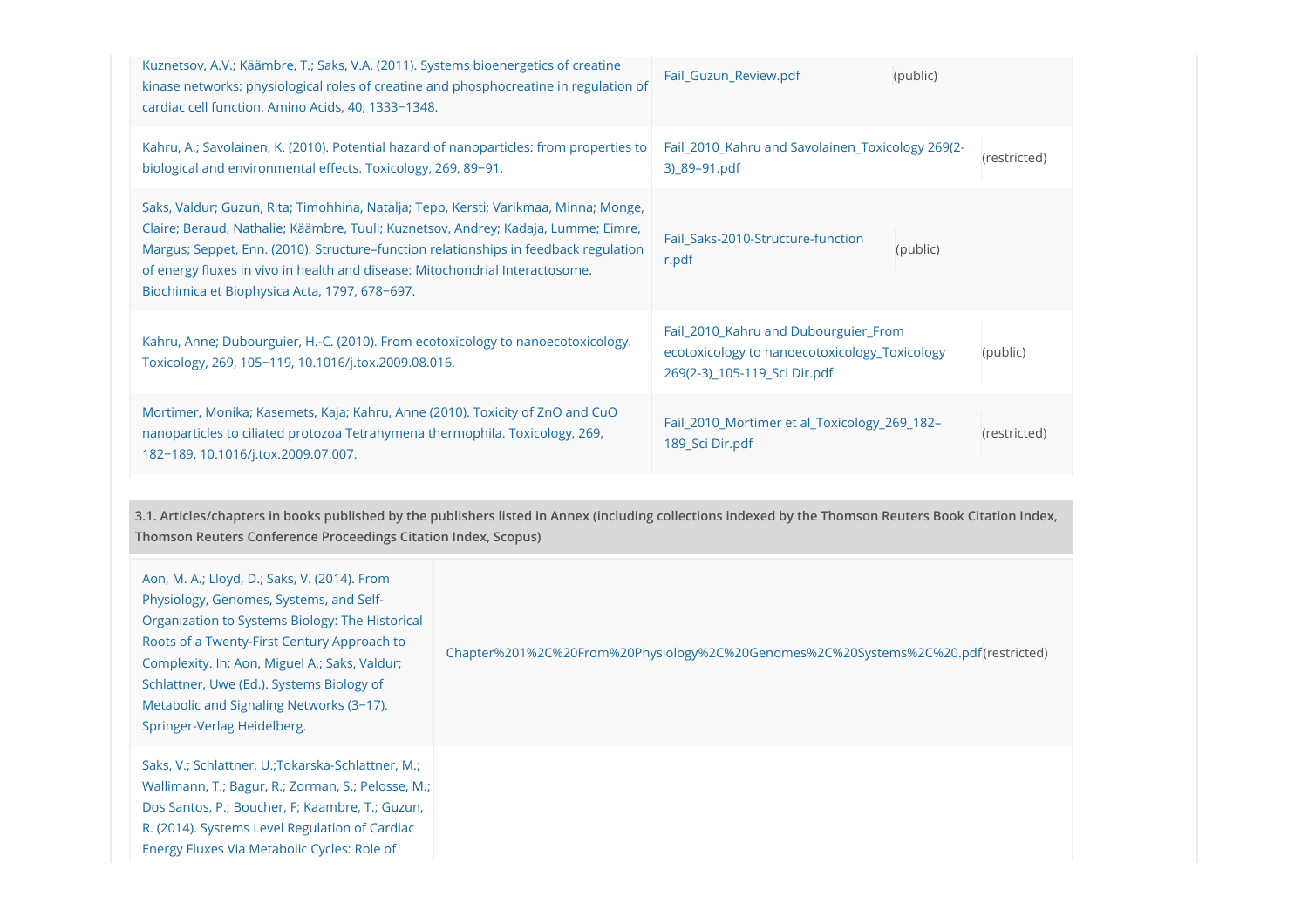| | | |
|---|---|---|
| Kuznetsov, A.V.; Käämbre, T.; Saks, V.A. (2011). Systems bioenergetics of creatine kinase networks: physiological roles of creatine and phosphocreatine in regulation of cardiac cell function. Amino Acids, 40, 1333−1348. | Fail_Guzun_Review.pdf | (public) |
| Kahru, A.; Savolainen, K. (2010). Potential hazard of nanoparticles: from properties to biological and environmental effects. Toxicology, 269, 89−91. | Fail_2010_Kahru and Savolainen_Toxicology 269(2-3)_89-91.pdf | (restricted) |
| Saks, Valdur; Guzun, Rita; Timohhina, Natalja; Tepp, Kersti; Varikmaa, Minna; Monge, Claire; Beraud, Nathalie; Käämbre, Tuuli; Kuznetsov, Andrey; Kadaja, Lumme; Eimre, Margus; Seppet, Enn. (2010). Structure–function relationships in feedback regulation of energy fluxes in vivo in health and disease: Mitochondrial Interactosome. Biochimica et Biophysica Acta, 1797, 678−697. | Fail_Saks-2010-Structure-function r.pdf | (public) |
| Kahru, Anne; Dubourguier, H.-C. (2010). From ecotoxicology to nanoecotoxicology. Toxicology, 269, 105−119, 10.1016/j.tox.2009.08.016. | Fail_2010_Kahru and Dubourguier_From ecotoxicology to nanoecotoxicology_Toxicology 269(2-3)_105-119_Sci Dir.pdf | (public) |
| Mortimer, Monika; Kasemets, Kaja; Kahru, Anne (2010). Toxicity of ZnO and CuO nanoparticles to ciliated protozoa Tetrahymena thermophila. Toxicology, 269, 182−189, 10.1016/j.tox.2009.07.007. | Fail_2010_Mortimer et al_Toxicology_269_182–189_Sci Dir.pdf | (restricted) |

**3.1. Articles/chapters in books published by the publishers listed in Annex (including collections indexed by the Thomson Reuters Book Citation Index, Thomson Reuters Conference Proceedings Citation Index, Scopus)**

| | | |
|---|---|---|
| Aon, M. A.; Lloyd, D.; Saks, V. (2014). From Physiology, Genomes, Systems, and Self-Organization to Systems Biology: The Historical Roots of a Twenty-First Century Approach to Complexity. In: Aon, Miguel A.; Saks, Valdur; Schlattner, Uwe (Ed.). Systems Biology of Metabolic and Signaling Networks (3−17). Springer-Verlag Heidelberg. | Chapter%201%2C%20From%20Physiology%2C%20Genomes%2C%20Systems%2C%20.pdf | (restricted) |
| Saks, V.; Schlattner, U.;Tokarska-Schlattner, M.; Wallimann, T.; Bagur, R.; Zorman, S.; Pelosse, M.; Dos Santos, P.; Boucher, F; Kaambre, T.; Guzun, R. (2014). Systems Level Regulation of Cardiac Energy Fluxes Via Metabolic Cycles: Role of | | |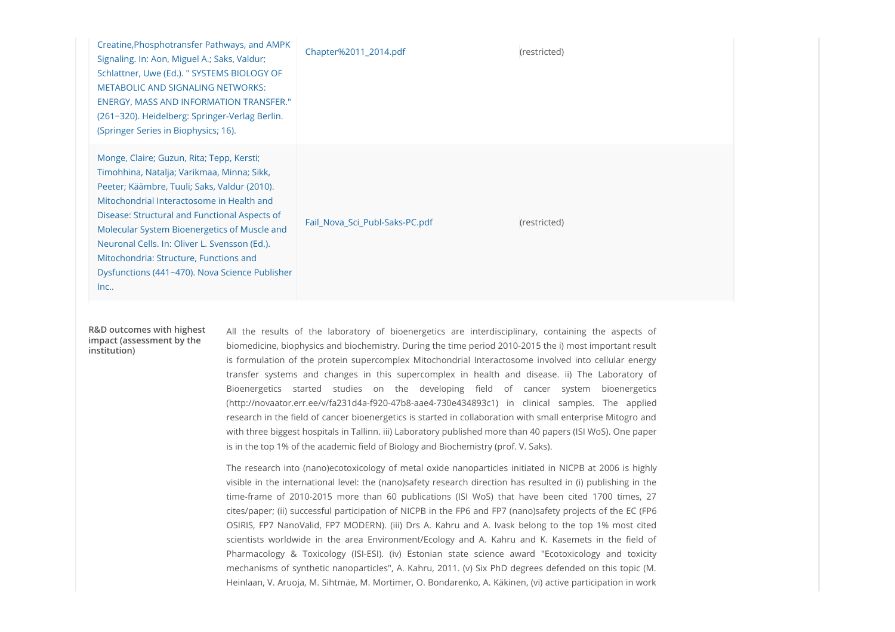| | | |
|---|---|---|
| Creatine,Phosphotransfer Pathways, and AMPK Signaling. In: Aon, Miguel A.; Saks, Valdur; Schlattner, Uwe (Ed.). " SYSTEMS BIOLOGY OF METABOLIC AND SIGNALING NETWORKS: ENERGY, MASS AND INFORMATION TRANSFER." (261−320). Heidelberg: Springer-Verlag Berlin. (Springer Series in Biophysics; 16). | Chapter%2011_2014.pdf | (restricted) |
| Monge, Claire; Guzun, Rita; Tepp, Kersti; Timohhina, Natalja; Varikmaa, Minna; Sikk, Peeter; Käämbre, Tuuli; Saks, Valdur (2010). Mitochondrial Interactosome in Health and Disease: Structural and Functional Aspects of Molecular System Bioenergetics of Muscle and Neuronal Cells. In: Oliver L. Svensson (Ed.). Mitochondria: Structure, Functions and Dysfunctions (441−470). Nova Science Publisher Inc.. | Fail_Nova_Sci_Publ-Saks-PC.pdf | (restricted) |

**R&D outcomes with highest impact (assessment by the institution)**

All the results of the laboratory of bioenergetics are interdisciplinary, containing the aspects of biomedicine, biophysics and biochemistry. During the time period 2010-2015 the i) most important result is formulation of the protein supercomplex Mitochondrial Interactosome involved into cellular energy transfer systems and changes in this supercomplex in health and disease. ii) The Laboratory of Bioenergetics started studies on the developing field of cancer system bioenergetics (http://novaator.err.ee/v/fa231d4a-f920-47b8-aae4-730e434893c1) in clinical samples. The applied research in the field of cancer bioenergetics is started in collaboration with small enterprise Mitogro and with three biggest hospitals in Tallinn. iii) Laboratory published more than 40 papers (ISI WoS). One paper is in the top 1% of the academic field of Biology and Biochemistry (prof. V. Saks).

The research into (nano)ecotoxicology of metal oxide nanoparticles initiated in NICPB at 2006 is highly visible in the international level: the (nano)safety research direction has resulted in (i) publishing in the time-frame of 2010-2015 more than 60 publications (ISI WoS) that have been cited 1700 times, 27 cites/paper; (ii) successful participation of NICPB in the FP6 and FP7 (nano)safety projects of the EC (FP6 OSIRIS, FP7 NanoValid, FP7 MODERN). (iii) Drs A. Kahru and A. Ivask belong to the top 1% most cited scientists worldwide in the area Environment/Ecology and A. Kahru and K. Kasemets in the field of Pharmacology & Toxicology (ISI-ESI). (iv) Estonian state science award "Ecotoxicology and toxicity mechanisms of synthetic nanoparticles", A. Kahru, 2011. (v) Six PhD degrees defended on this topic (M. Heinlaan, V. Aruoja, M. Sihtmäe, M. Mortimer, O. Bondarenko, A. Käkinen, (vi) active participation in work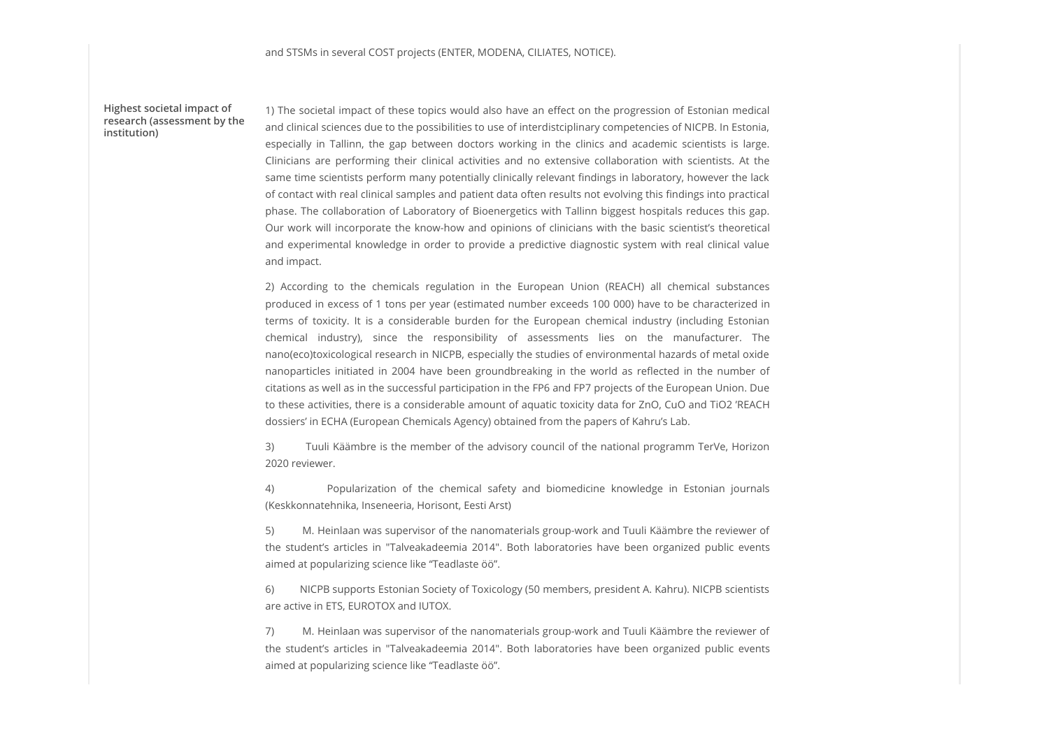and STSMs in several COST projects (ENTER, MODENA, CILIATES, NOTICE).

**Highest societal impact of research (assessment by the institution)**

1) The societal impact of these topics would also have an effect on the progression of Estonian medical and clinical sciences due to the possibilities to use of interdistciplinary competencies of NICPB. In Estonia, especially in Tallinn, the gap between doctors working in the clinics and academic scientists is large. Clinicians are performing their clinical activities and no extensive collaboration with scientists. At the same time scientists perform many potentially clinically relevant findings in laboratory, however the lack of contact with real clinical samples and patient data often results not evolving this findings into practical phase. The collaboration of Laboratory of Bioenergetics with Tallinn biggest hospitals reduces this gap. Our work will incorporate the know-how and opinions of clinicians with the basic scientist's theoretical and experimental knowledge in order to provide a predictive diagnostic system with real clinical value and impact.

2) According to the chemicals regulation in the European Union (REACH) all chemical substances produced in excess of 1 tons per year (estimated number exceeds 100 000) have to be characterized in terms of toxicity. It is a considerable burden for the European chemical industry (including Estonian chemical industry), since the responsibility of assessments lies on the manufacturer. The nano(eco)toxicological research in NICPB, especially the studies of environmental hazards of metal oxide nanoparticles initiated in 2004 have been groundbreaking in the world as reflected in the number of citations as well as in the successful participation in the FP6 and FP7 projects of the European Union. Due to these activities, there is a considerable amount of aquatic toxicity data for ZnO, CuO and $TiO_2$ 'REACH dossiers' in ECHA (European Chemicals Agency) obtained from the papers of Kahru's Lab.

3) Tuuli Käämbre is the member of the advisory council of the national programm TerVe, Horizon 2020 reviewer.

4) Popularization of the chemical safety and biomedicine knowledge in Estonian journals (Keskkonnatehnika, Inseneeria, Horisont, Eesti Arst)

5) M. Heinlaan was supervisor of the nanomaterials group-work and Tuuli Käämbre the reviewer of the student's articles in "Talveakadeemia 2014". Both laboratories have been organized public events aimed at popularizing science like "Teadlaste öö".

6) NICPB supports Estonian Society of Toxicology (50 members, president A. Kahru). NICPB scientists are active in ETS, EUROTOX and IUTOX.

7) M. Heinlaan was supervisor of the nanomaterials group-work and Tuuli Käämbre the reviewer of the student's articles in "Talveakadeemia 2014". Both laboratories have been organized public events aimed at popularizing science like "Teadlaste öö".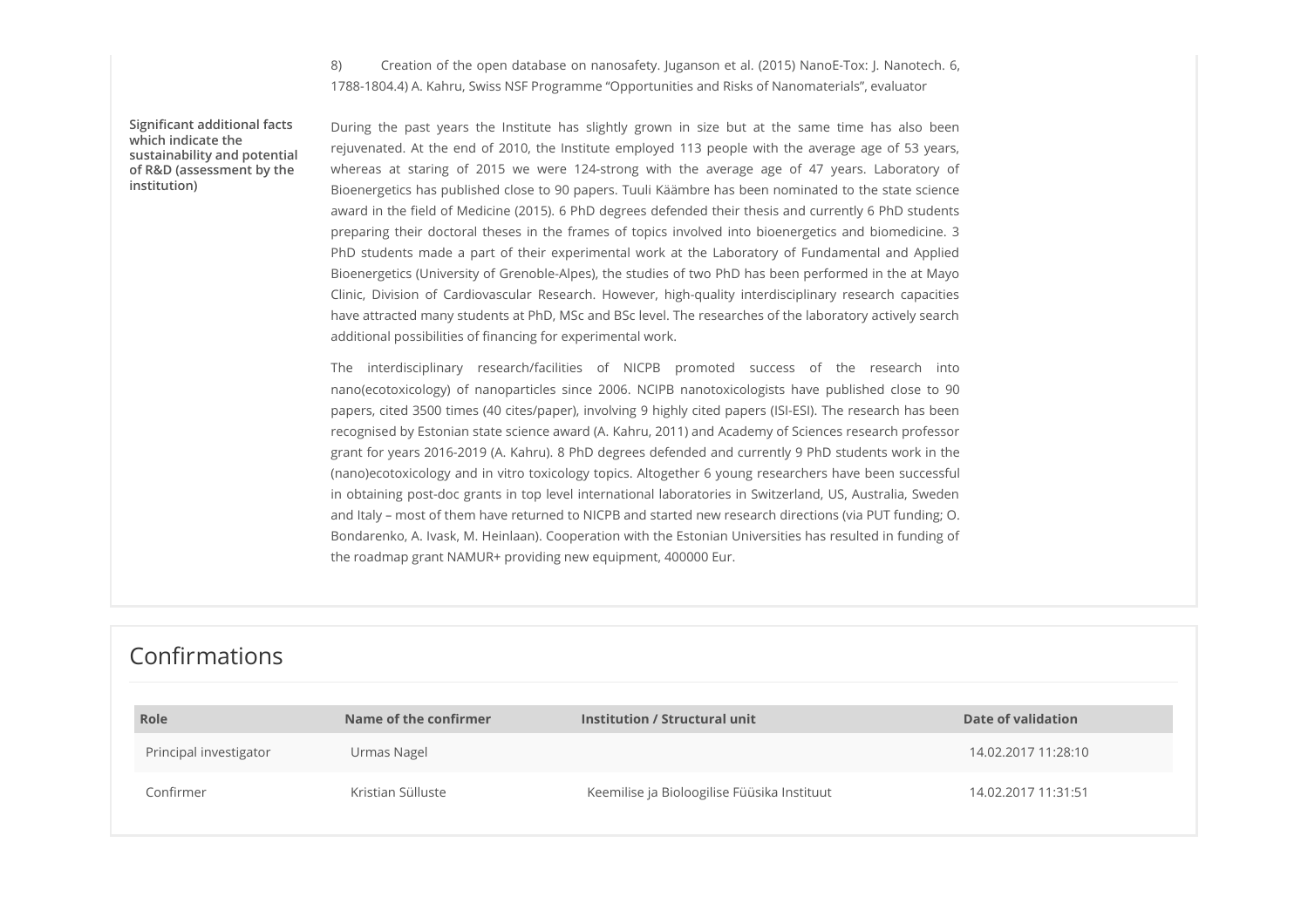8) Creation of the open database on nanosafety. Juganson et al. (2015) NanoE-Tox: J. Nanotech. 6, 1788-1804.4) A. Kahru, Swiss NSF Programme "Opportunities and Risks of Nanomaterials", evaluator

**Significant additional facts which indicate the sustainability and potential of R&D (assessment by the institution)**

During the past years the Institute has slightly grown in size but at the same time has also been rejuvenated. At the end of 2010, the Institute employed 113 people with the average age of 53 years, whereas at staring of 2015 we were 124-strong with the average age of 47 years. Laboratory of Bioenergetics has published close to 90 papers. Tuuli Käämbre has been nominated to the state science award in the field of Medicine (2015). 6 PhD degrees defended their thesis and currently 6 PhD students preparing their doctoral theses in the frames of topics involved into bioenergetics and biomedicine. 3 PhD students made a part of their experimental work at the Laboratory of Fundamental and Applied Bioenergetics (University of Grenoble-Alpes), the studies of two PhD has been performed in the at Mayo Clinic, Division of Cardiovascular Research. However, high-quality interdisciplinary research capacities have attracted many students at PhD, MSc and BSc level. The researches of the laboratory actively search additional possibilities of financing for experimental work.

The interdisciplinary research/facilities of NICPB promoted success of the research into nano(ecotoxicology) of nanoparticles since 2006. NCIPB nanotoxicologists have published close to 90 papers, cited 3500 times (40 cites/paper), involving 9 highly cited papers (ISI-ESI). The research has been recognised by Estonian state science award (A. Kahru, 2011) and Academy of Sciences research professor grant for years 2016-2019 (A. Kahru). 8 PhD degrees defended and currently 9 PhD students work in the (nano)ecotoxicology and in vitro toxicology topics. Altogether 6 young researchers have been successful in obtaining post-doc grants in top level international laboratories in Switzerland, US, Australia, Sweden and Italy – most of them have returned to NICPB and started new research directions (via PUT funding; O. Bondarenko, A. Ivask, M. Heinlaan). Cooperation with the Estonian Universities has resulted in funding of the roadmap grant NAMUR+ providing new equipment, 400000 Eur.

## Confirmations

| Role | Name of the confirmer | Institution / Structural unit | Date of validation |
|---|---|---|---|
| Principal investigator | Urmas Nagel | | 14.02.2017 11:28:10 |
| Confirmer | Kristian Sülluste | Keemilise ja Bioloogilise Füüsika Instituut | 14.02.2017 11:31:51 |